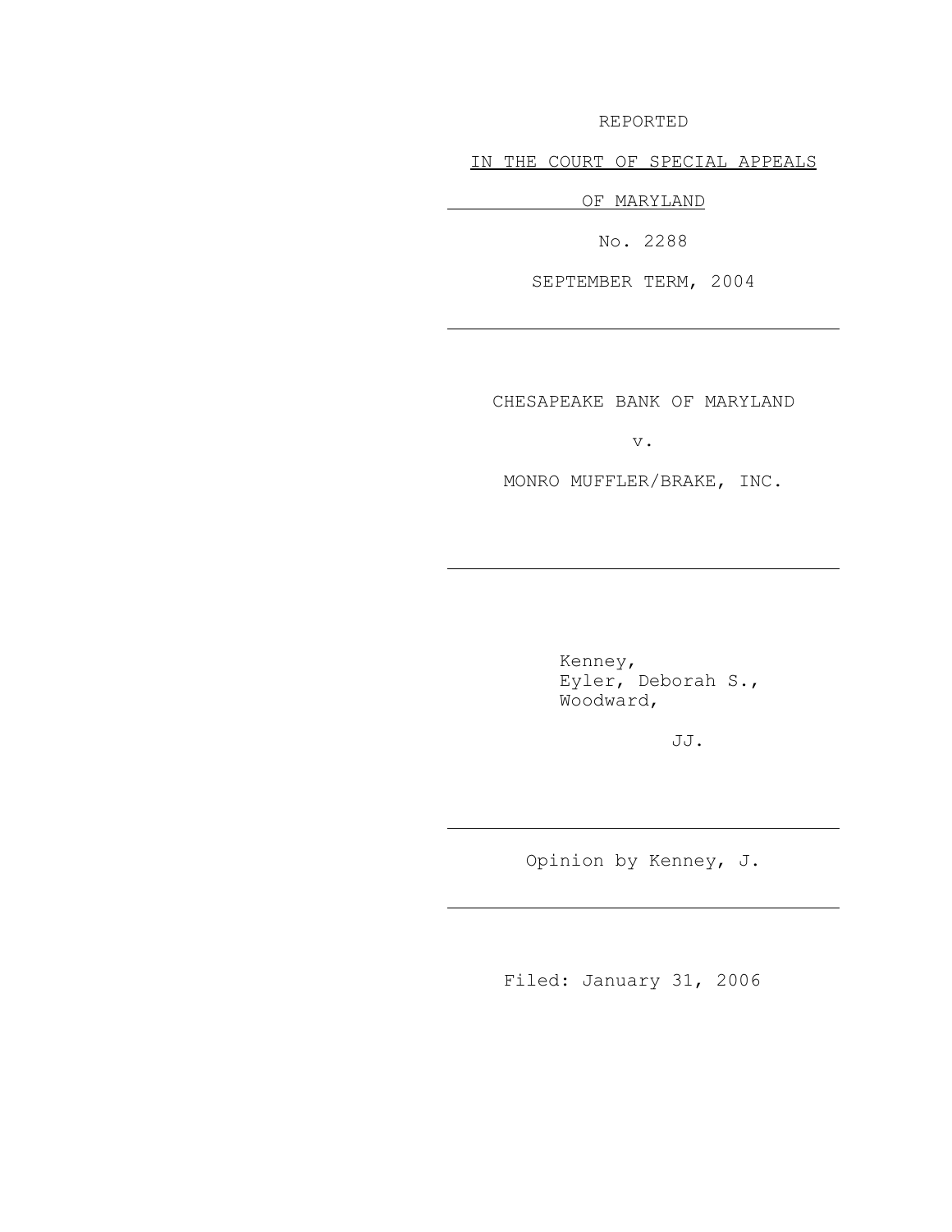REPORTED

IN THE COURT OF SPECIAL APPEALS

OF MARYLAND

No. 2288

SEPTEMBER TERM, 2004

---

CHESAPEAKE BANK OF MARYLAND

v.

MONRO MUFFLER/BRAKE, INC.

---

Kenney,
Eyler, Deborah S.,
Woodward,

JJ.

---

Opinion by Kenney, J.

---

Filed: January 31, 2006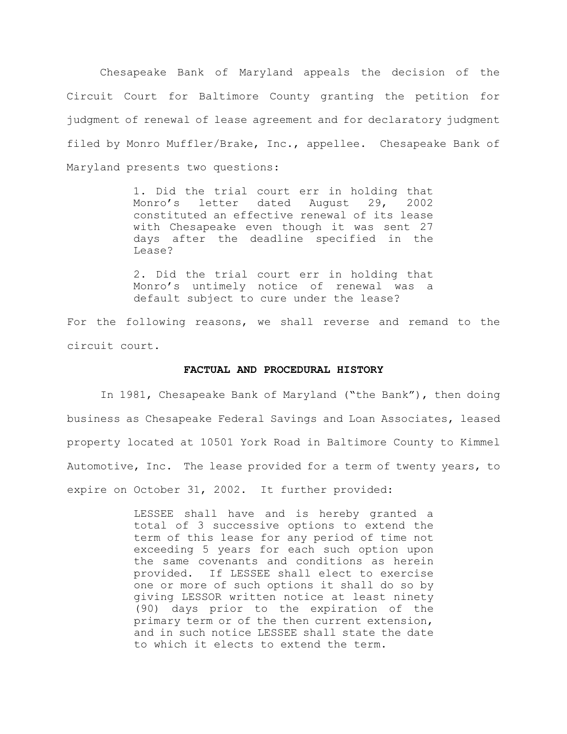Chesapeake Bank of Maryland appeals the decision of the Circuit Court for Baltimore County granting the petition for judgment of renewal of lease agreement and for declaratory judgment filed by Monro Muffler/Brake, Inc., appellee. Chesapeake Bank of Maryland presents two questions:

> 1. Did the trial court err in holding that Monro's letter dated August 29, 2002 constituted an effective renewal of its lease with Chesapeake even though it was sent 27 days after the deadline specified in the Lease?
>
> 2. Did the trial court err in holding that Monro's untimely notice of renewal was a default subject to cure under the lease?

For the following reasons, we shall reverse and remand to the circuit court.

**FACTUAL AND PROCEDURAL HISTORY**

In 1981, Chesapeake Bank of Maryland ("the Bank"), then doing business as Chesapeake Federal Savings and Loan Associates, leased property located at 10501 York Road in Baltimore County to Kimmel Automotive, Inc. The lease provided for a term of twenty years, to expire on October 31, 2002. It further provided:

> LESSEE shall have and is hereby granted a total of 3 successive options to extend the term of this lease for any period of time not exceeding 5 years for each such option upon the same covenants and conditions as herein provided. If LESSEE shall elect to exercise one or more of such options it shall do so by giving LESSOR written notice at least ninety (90) days prior to the expiration of the primary term or of the then current extension, and in such notice LESSEE shall state the date to which it elects to extend the term.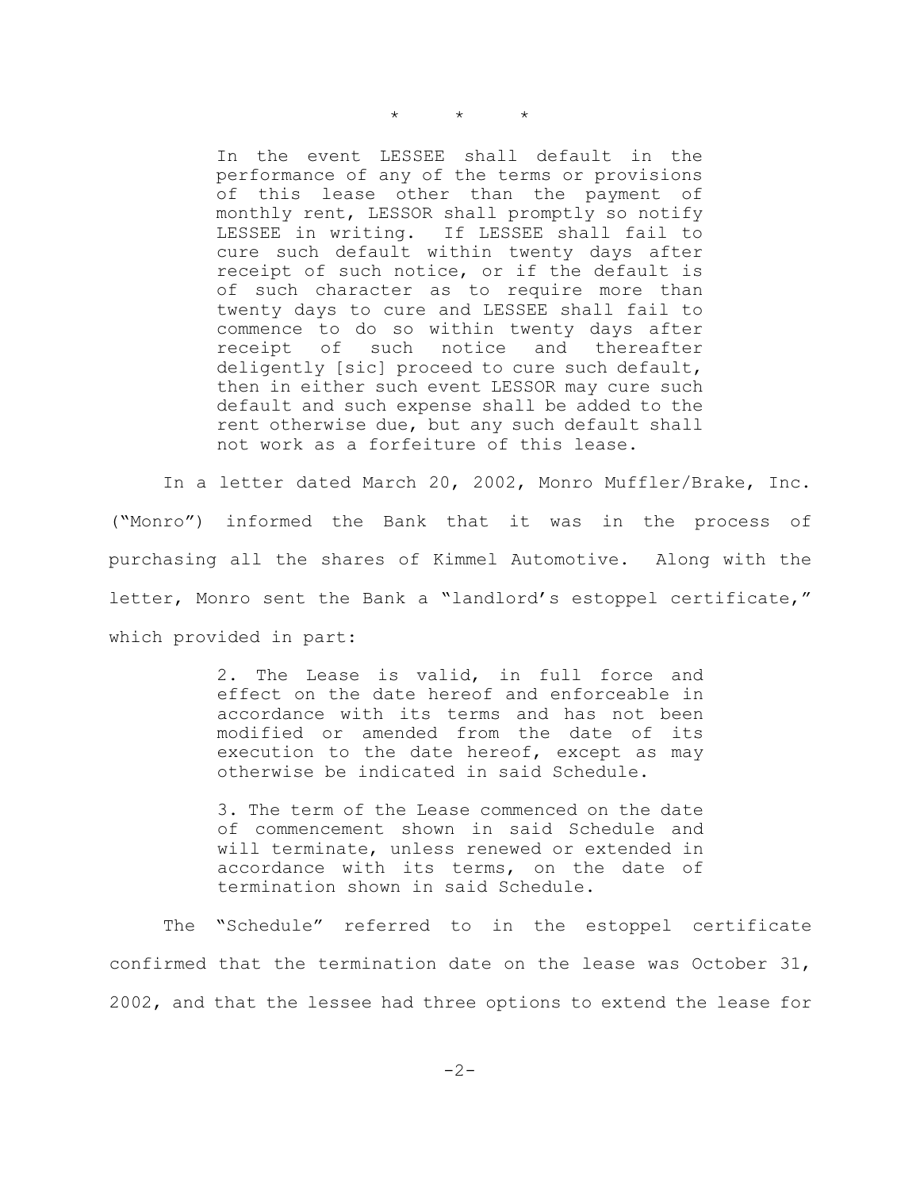\* \* \*

> In the event LESSEE shall default in the performance of any of the terms or provisions of this lease other than the payment of monthly rent, LESSOR shall promptly so notify LESSEE in writing. If LESSEE shall fail to cure such default within twenty days after receipt of such notice, or if the default is of such character as to require more than twenty days to cure and LESSEE shall fail to commence to do so within twenty days after receipt of such notice and thereafter deligently [sic] proceed to cure such default, then in either such event LESSOR may cure such default and such expense shall be added to the rent otherwise due, but any such default shall not work as a forfeiture of this lease.

In a letter dated March 20, 2002, Monro Muffler/Brake, Inc. ("Monro") informed the Bank that it was in the process of purchasing all the shares of Kimmel Automotive. Along with the letter, Monro sent the Bank a "landlord's estoppel certificate," which provided in part:

> 2. The Lease is valid, in full force and effect on the date hereof and enforceable in accordance with its terms and has not been modified or amended from the date of its execution to the date hereof, except as may otherwise be indicated in said Schedule.
>
> 3. The term of the Lease commenced on the date of commencement shown in said Schedule and will terminate, unless renewed or extended in accordance with its terms, on the date of termination shown in said Schedule.

The "Schedule" referred to in the estoppel certificate confirmed that the termination date on the lease was October 31, 2002, and that the lessee had three options to extend the lease for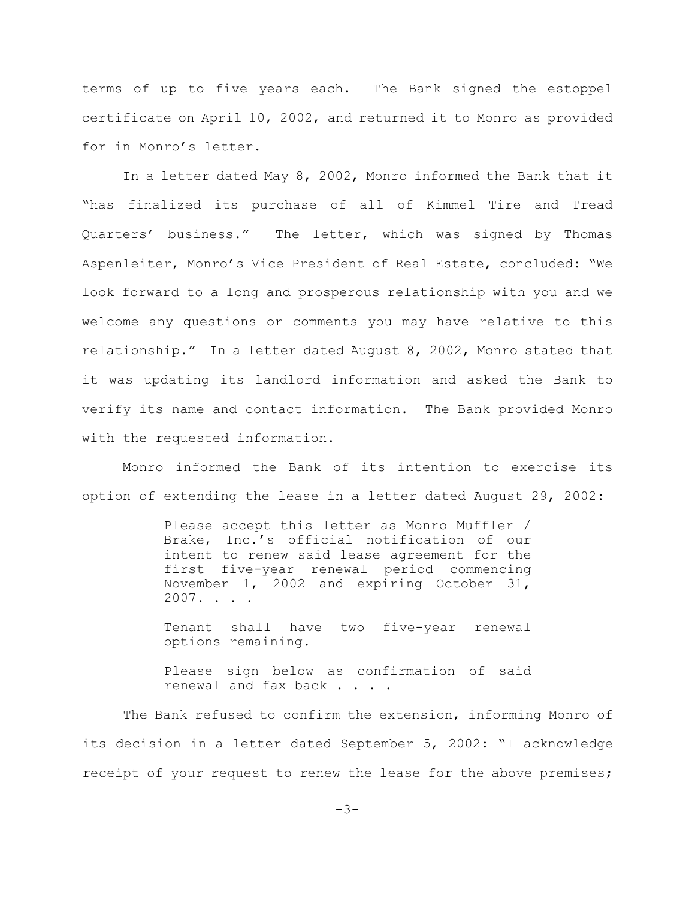terms of up to five years each. The Bank signed the estoppel certificate on April 10, 2002, and returned it to Monro as provided for in Monro's letter.

In a letter dated May 8, 2002, Monro informed the Bank that it "has finalized its purchase of all of Kimmel Tire and Tread Quarters' business." The letter, which was signed by Thomas Aspenleiter, Monro's Vice President of Real Estate, concluded: "We look forward to a long and prosperous relationship with you and we welcome any questions or comments you may have relative to this relationship." In a letter dated August 8, 2002, Monro stated that it was updating its landlord information and asked the Bank to verify its name and contact information. The Bank provided Monro with the requested information.

Monro informed the Bank of its intention to exercise its option of extending the lease in a letter dated August 29, 2002:

> Please accept this letter as Monro Muffler / Brake, Inc.'s official notification of our intent to renew said lease agreement for the first five-year renewal period commencing November 1, 2002 and expiring October 31, 2007. . . .
>
> Tenant shall have two five-year renewal options remaining.
>
> Please sign below as confirmation of said renewal and fax back . . . .

The Bank refused to confirm the extension, informing Monro of its decision in a letter dated September 5, 2002: "I acknowledge receipt of your request to renew the lease for the above premises;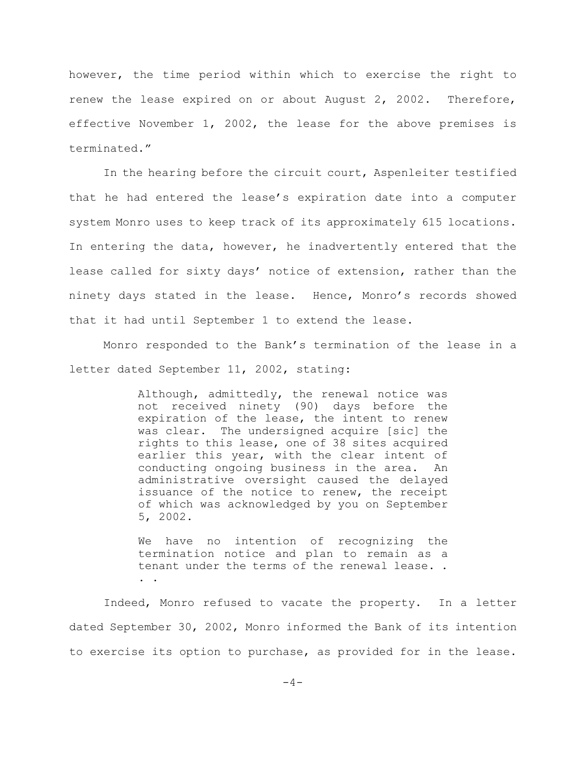however, the time period within which to exercise the right to renew the lease expired on or about August 2, 2002. Therefore, effective November 1, 2002, the lease for the above premises is terminated."

In the hearing before the circuit court, Aspenleiter testified that he had entered the lease's expiration date into a computer system Monro uses to keep track of its approximately 615 locations. In entering the data, however, he inadvertently entered that the lease called for sixty days' notice of extension, rather than the ninety days stated in the lease. Hence, Monro's records showed that it had until September 1 to extend the lease.

Monro responded to the Bank's termination of the lease in a letter dated September 11, 2002, stating:

> Although, admittedly, the renewal notice was not received ninety (90) days before the expiration of the lease, the intent to renew was clear. The undersigned acquire [sic] the rights to this lease, one of 38 sites acquired earlier this year, with the clear intent of conducting ongoing business in the area. An administrative oversight caused the delayed issuance of the notice to renew, the receipt of which was acknowledged by you on September 5, 2002.
>
> We have no intention of recognizing the termination notice and plan to remain as a tenant under the terms of the renewal lease. . . .

Indeed, Monro refused to vacate the property. In a letter dated September 30, 2002, Monro informed the Bank of its intention to exercise its option to purchase, as provided for in the lease.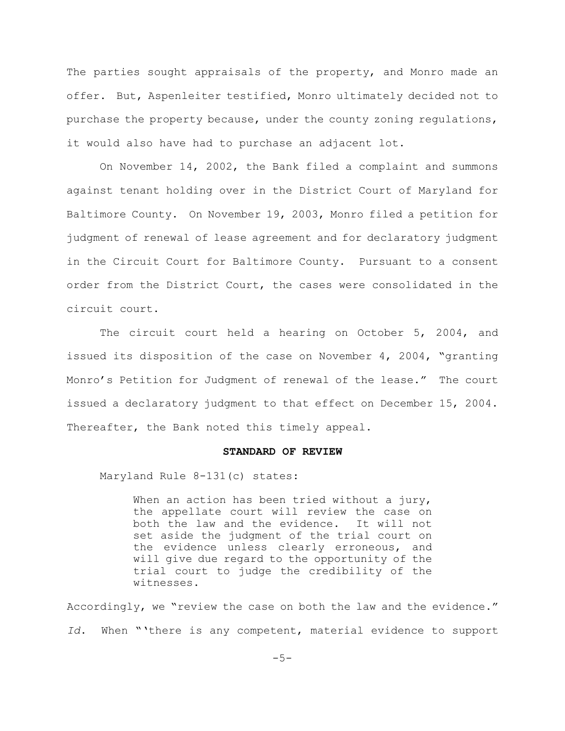The parties sought appraisals of the property, and Monro made an offer. But, Aspenleiter testified, Monro ultimately decided not to purchase the property because, under the county zoning regulations, it would also have had to purchase an adjacent lot.

On November 14, 2002, the Bank filed a complaint and summons against tenant holding over in the District Court of Maryland for Baltimore County. On November 19, 2003, Monro filed a petition for judgment of renewal of lease agreement and for declaratory judgment in the Circuit Court for Baltimore County. Pursuant to a consent order from the District Court, the cases were consolidated in the circuit court.

The circuit court held a hearing on October 5, 2004, and issued its disposition of the case on November 4, 2004, "granting Monro's Petition for Judgment of renewal of the lease." The court issued a declaratory judgment to that effect on December 15, 2004. Thereafter, the Bank noted this timely appeal.

**STANDARD OF REVIEW**

Maryland Rule 8-131(c) states:

> When an action has been tried without a jury, the appellate court will review the case on both the law and the evidence. It will not set aside the judgment of the trial court on the evidence unless clearly erroneous, and will give due regard to the opportunity of the trial court to judge the credibility of the witnesses.

Accordingly, we "review the case on both the law and the evidence." *Id.* When "'there is any competent, material evidence to support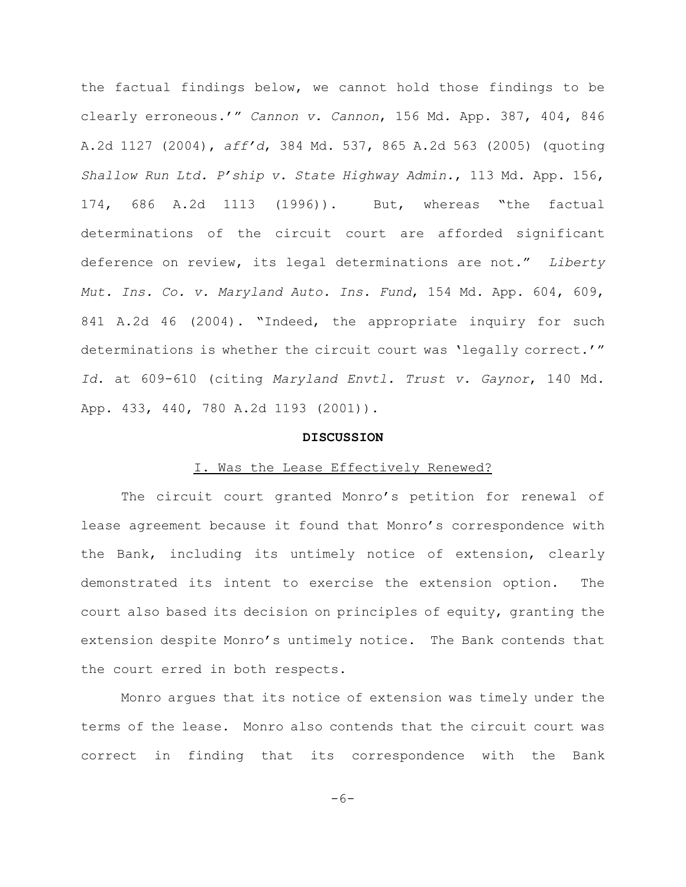the factual findings below, we cannot hold those findings to be clearly erroneous.'" *Cannon v. Cannon*, 156 Md. App. 387, 404, 846 A.2d 1127 (2004), *aff'd*, 384 Md. 537, 865 A.2d 563 (2005) (quoting *Shallow Run Ltd. P'ship v. State Highway Admin.*, 113 Md. App. 156, 174, 686 A.2d 1113 (1996)). But, whereas "the factual determinations of the circuit court are afforded significant deference on review, its legal determinations are not." *Liberty Mut. Ins. Co. v. Maryland Auto. Ins. Fund*, 154 Md. App. 604, 609, 841 A.2d 46 (2004). "Indeed, the appropriate inquiry for such determinations is whether the circuit court was 'legally correct.'" *Id.* at 609-610 (citing *Maryland Envtl. Trust v. Gaynor*, 140 Md. App. 433, 440, 780 A.2d 1193 (2001)).

## DISCUSSION

### I. Was the Lease Effectively Renewed?

The circuit court granted Monro's petition for renewal of lease agreement because it found that Monro's correspondence with the Bank, including its untimely notice of extension, clearly demonstrated its intent to exercise the extension option. The court also based its decision on principles of equity, granting the extension despite Monro's untimely notice. The Bank contends that the court erred in both respects.

Monro argues that its notice of extension was timely under the terms of the lease. Monro also contends that the circuit court was correct in finding that its correspondence with the Bank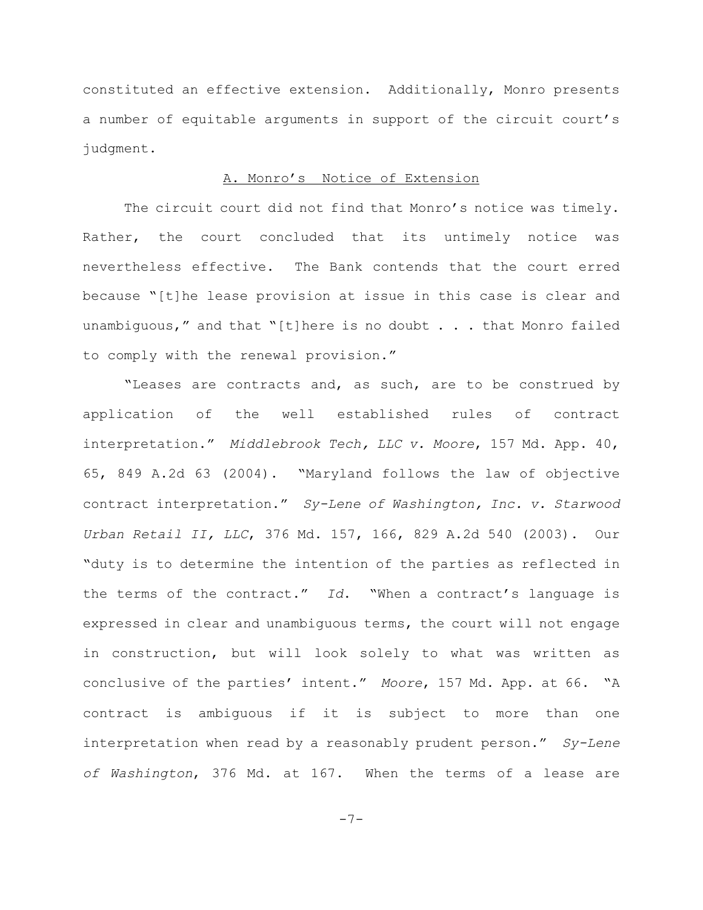constituted an effective extension. Additionally, Monro presents a number of equitable arguments in support of the circuit court's judgment.

<u>A. Monro's Notice of Extension</u>

The circuit court did not find that Monro's notice was timely. Rather, the court concluded that its untimely notice was nevertheless effective. The Bank contends that the court erred because "[t]he lease provision at issue in this case is clear and unambiguous," and that "[t]here is no doubt . . . that Monro failed to comply with the renewal provision."

"Leases are contracts and, as such, are to be construed by application of the well established rules of contract interpretation." *Middlebrook Tech, LLC v. Moore*, 157 Md. App. 40, 65, 849 A.2d 63 (2004). "Maryland follows the law of objective contract interpretation." *Sy-Lene of Washington, Inc. v. Starwood Urban Retail II, LLC*, 376 Md. 157, 166, 829 A.2d 540 (2003). Our "duty is to determine the intention of the parties as reflected in the terms of the contract." *Id*. "When a contract's language is expressed in clear and unambiguous terms, the court will not engage in construction, but will look solely to what was written as conclusive of the parties' intent." *Moore*, 157 Md. App. at 66. "A contract is ambiguous if it is subject to more than one interpretation when read by a reasonably prudent person." *Sy-Lene of Washington*, 376 Md. at 167. When the terms of a lease are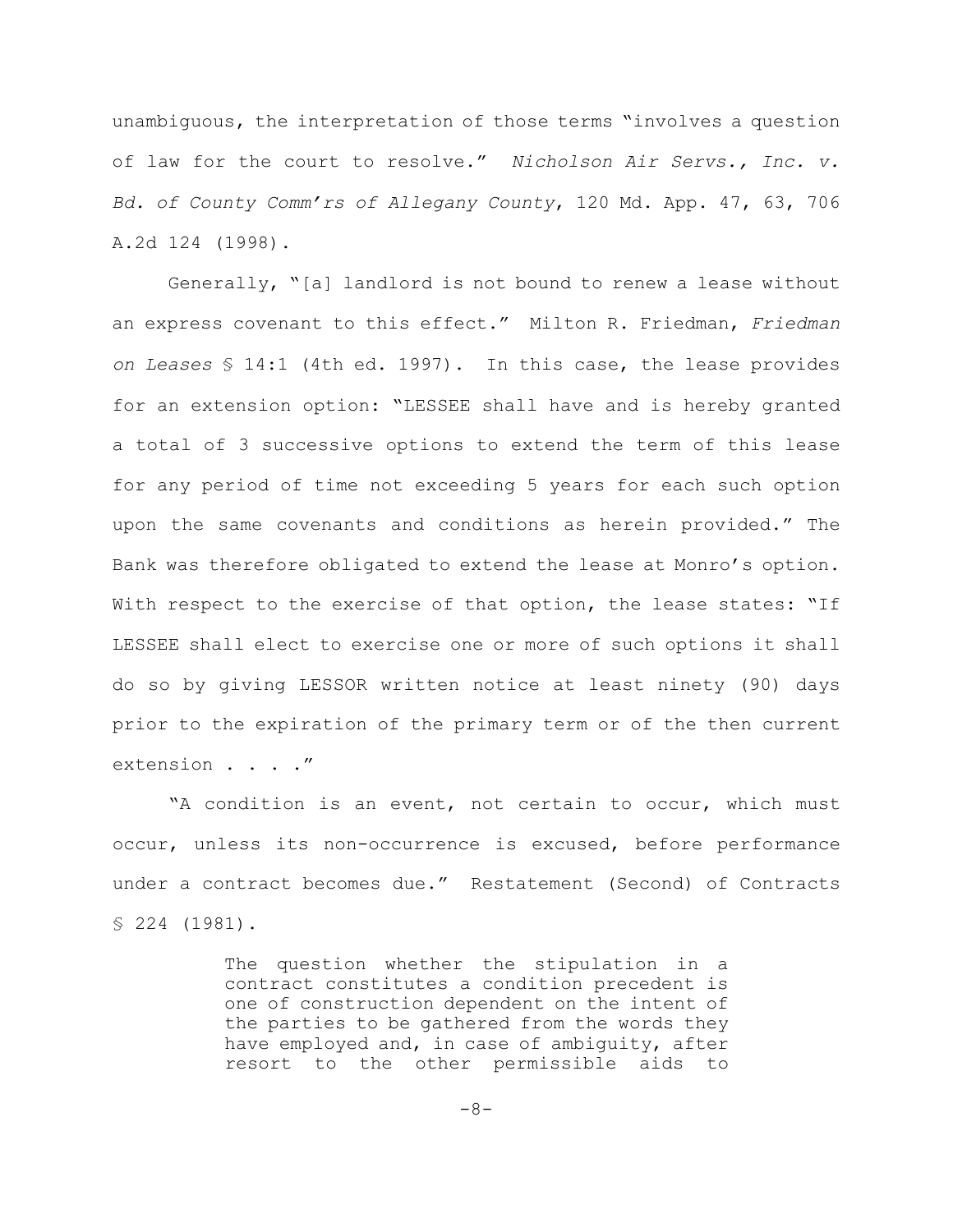unambiguous, the interpretation of those terms "involves a question of law for the court to resolve." *Nicholson Air Servs., Inc. v. Bd. of County Comm'rs of Allegany County*, 120 Md. App. 47, 63, 706 A.2d 124 (1998).

Generally, "[a] landlord is not bound to renew a lease without an express covenant to this effect." Milton R. Friedman, *Friedman on Leases* § 14:1 (4th ed. 1997). In this case, the lease provides for an extension option: "LESSEE shall have and is hereby granted a total of 3 successive options to extend the term of this lease for any period of time not exceeding 5 years for each such option upon the same covenants and conditions as herein provided." The Bank was therefore obligated to extend the lease at Monro's option. With respect to the exercise of that option, the lease states: "If LESSEE shall elect to exercise one or more of such options it shall do so by giving LESSOR written notice at least ninety (90) days prior to the expiration of the primary term or of the then current extension . . . ."

"A condition is an event, not certain to occur, which must occur, unless its non-occurrence is excused, before performance under a contract becomes due." Restatement (Second) of Contracts § 224 (1981).

> The question whether the stipulation in a contract constitutes a condition precedent is one of construction dependent on the intent of the parties to be gathered from the words they have employed and, in case of ambiguity, after resort to the other permissible aids to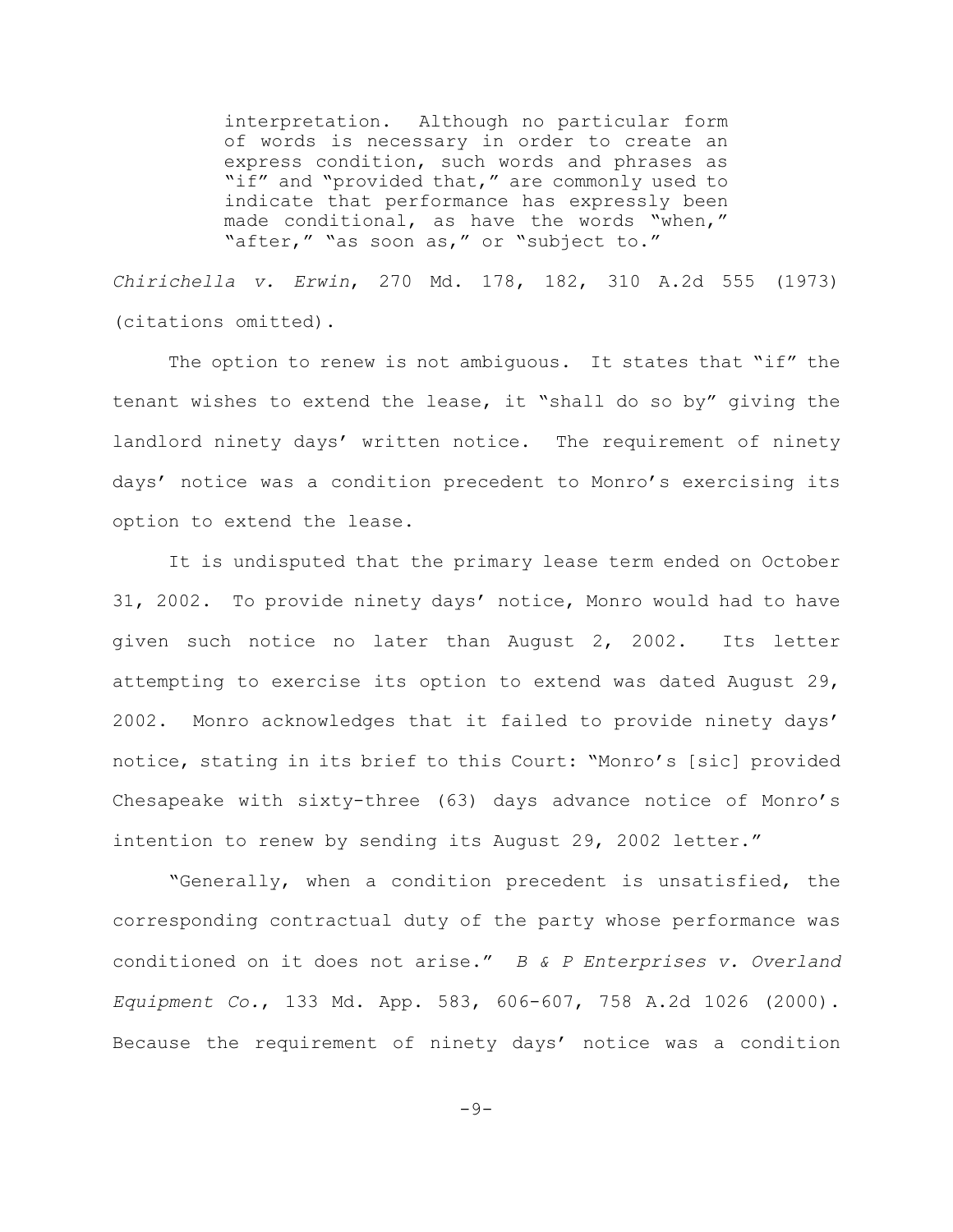> interpretation. Although no particular form of words is necessary in order to create an express condition, such words and phrases as "if" and "provided that," are commonly used to indicate that performance has expressly been made conditional, as have the words "when," "after," "as soon as," or "subject to."

*Chirichella v. Erwin*, 270 Md. 178, 182, 310 A.2d 555 (1973) (citations omitted).

The option to renew is not ambiguous. It states that "if" the tenant wishes to extend the lease, it "shall do so by" giving the landlord ninety days' written notice. The requirement of ninety days' notice was a condition precedent to Monro's exercising its option to extend the lease.

It is undisputed that the primary lease term ended on October 31, 2002. To provide ninety days' notice, Monro would had to have given such notice no later than August 2, 2002. Its letter attempting to exercise its option to extend was dated August 29, 2002. Monro acknowledges that it failed to provide ninety days' notice, stating in its brief to this Court: "Monro's [sic] provided Chesapeake with sixty-three (63) days advance notice of Monro's intention to renew by sending its August 29, 2002 letter."

"Generally, when a condition precedent is unsatisfied, the corresponding contractual duty of the party whose performance was conditioned on it does not arise." *B & P Enterprises v. Overland Equipment Co.*, 133 Md. App. 583, 606-607, 758 A.2d 1026 (2000). Because the requirement of ninety days' notice was a condition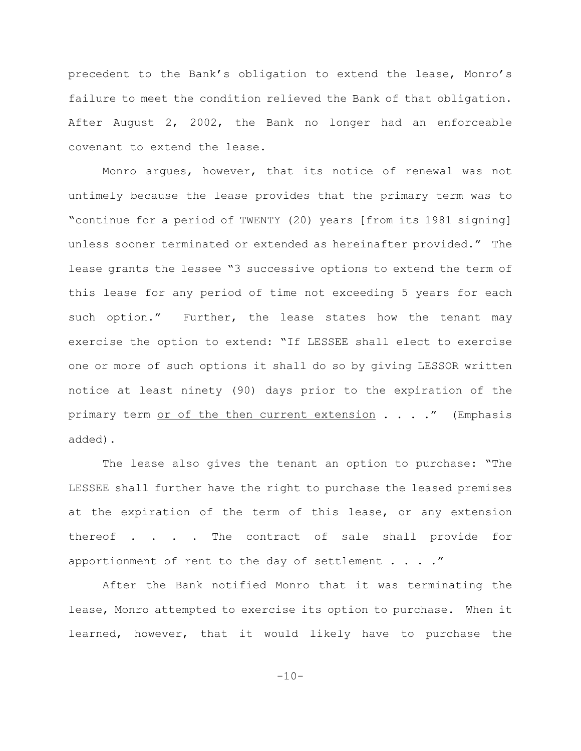precedent to the Bank's obligation to extend the lease, Monro's failure to meet the condition relieved the Bank of that obligation. After August 2, 2002, the Bank no longer had an enforceable covenant to extend the lease.

Monro argues, however, that its notice of renewal was not untimely because the lease provides that the primary term was to "continue for a period of TWENTY (20) years [from its 1981 signing] unless sooner terminated or extended as hereinafter provided." The lease grants the lessee "3 successive options to extend the term of this lease for any period of time not exceeding 5 years for each such option." Further, the lease states how the tenant may exercise the option to extend: "If LESSEE shall elect to exercise one or more of such options it shall do so by giving LESSOR written notice at least ninety (90) days prior to the expiration of the primary term <u>or of the then current extension</u> . . . ." (Emphasis added).

The lease also gives the tenant an option to purchase: "The LESSEE shall further have the right to purchase the leased premises at the expiration of the term of this lease, or any extension thereof . . . . The contract of sale shall provide for apportionment of rent to the day of settlement . . . ."

After the Bank notified Monro that it was terminating the lease, Monro attempted to exercise its option to purchase. When it learned, however, that it would likely have to purchase the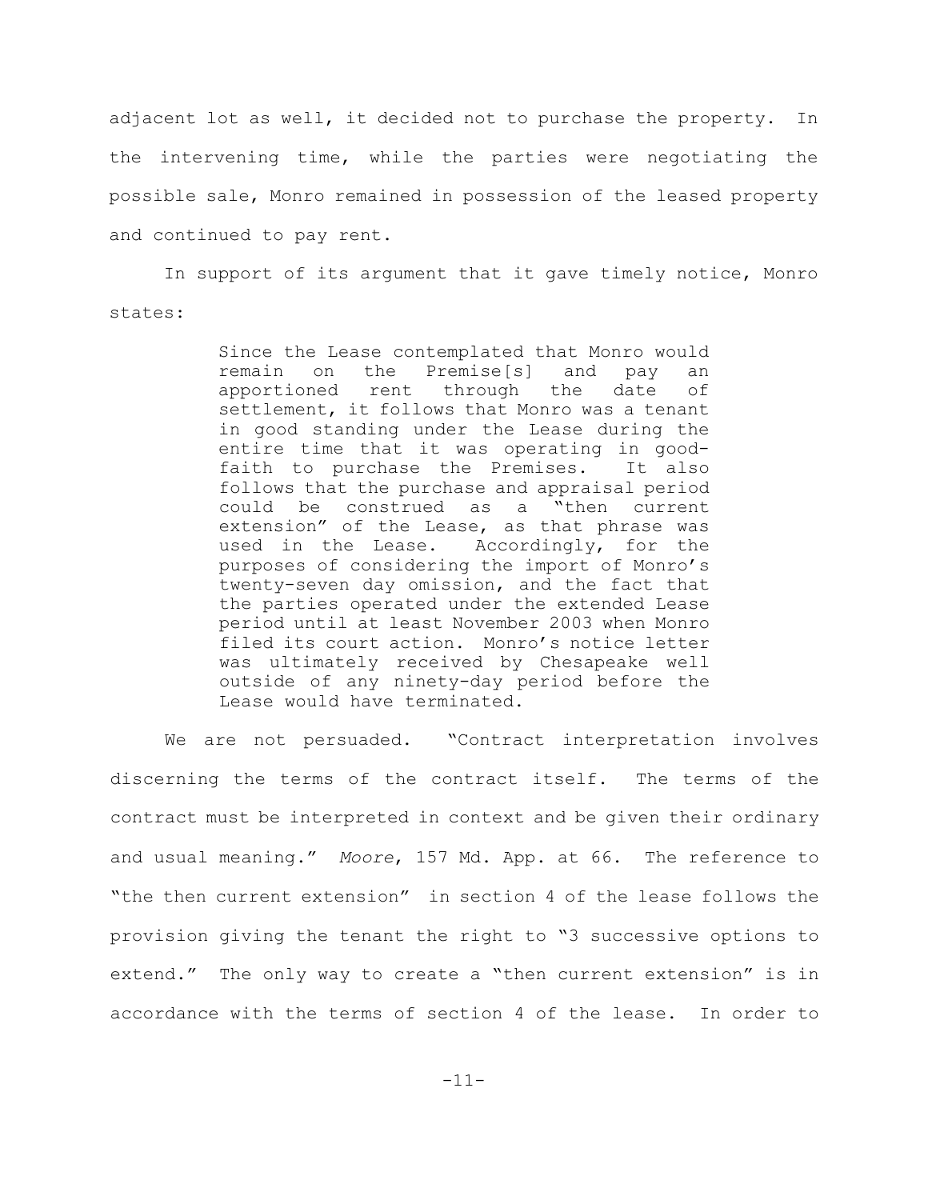adjacent lot as well, it decided not to purchase the property. In the intervening time, while the parties were negotiating the possible sale, Monro remained in possession of the leased property and continued to pay rent.

In support of its argument that it gave timely notice, Monro states:

> Since the Lease contemplated that Monro would remain on the Premise[s] and pay an apportioned rent through the date of settlement, it follows that Monro was a tenant in good standing under the Lease during the entire time that it was operating in good-faith to purchase the Premises. It also follows that the purchase and appraisal period could be construed as a "then current extension" of the Lease, as that phrase was used in the Lease. Accordingly, for the purposes of considering the import of Monro's twenty-seven day omission, and the fact that the parties operated under the extended Lease period until at least November 2003 when Monro filed its court action. Monro's notice letter was ultimately received by Chesapeake well outside of any ninety-day period before the Lease would have terminated.

We are not persuaded. "Contract interpretation involves discerning the terms of the contract itself. The terms of the contract must be interpreted in context and be given their ordinary and usual meaning." *Moore*, 157 Md. App. at 66. The reference to "the then current extension" in section 4 of the lease follows the provision giving the tenant the right to "3 successive options to extend." The only way to create a "then current extension" is in accordance with the terms of section 4 of the lease. In order to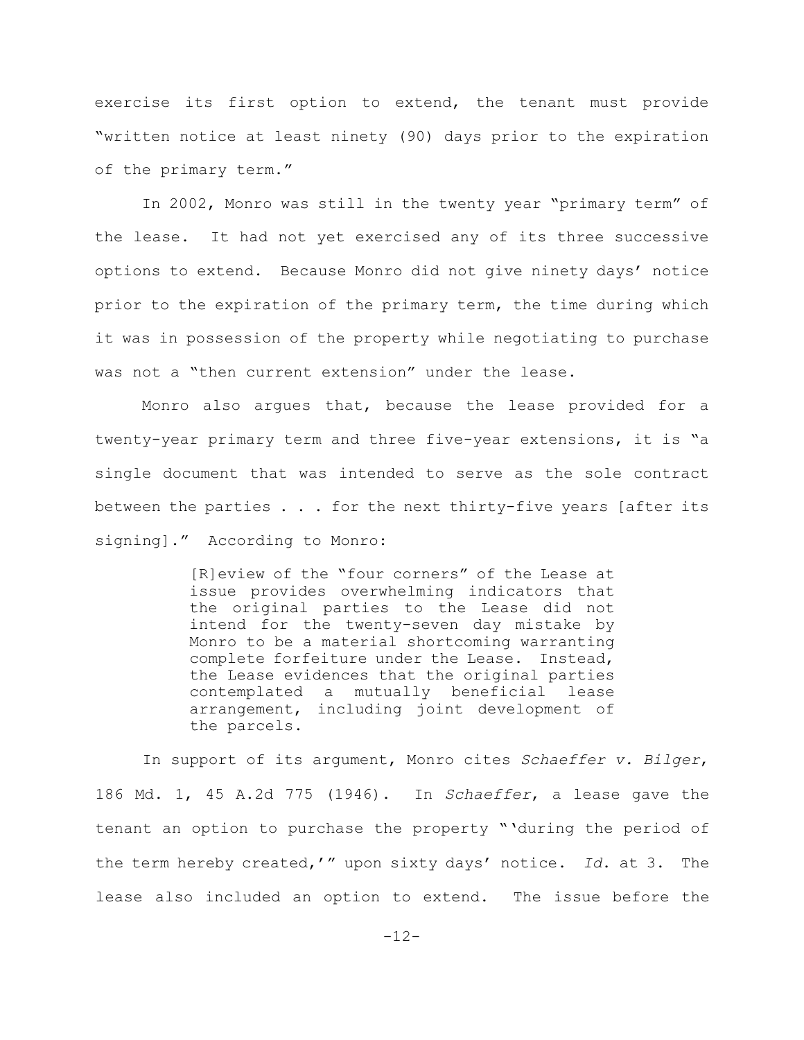exercise its first option to extend, the tenant must provide "written notice at least ninety (90) days prior to the expiration of the primary term."

In 2002, Monro was still in the twenty year "primary term" of the lease. It had not yet exercised any of its three successive options to extend. Because Monro did not give ninety days' notice prior to the expiration of the primary term, the time during which it was in possession of the property while negotiating to purchase was not a "then current extension" under the lease.

Monro also argues that, because the lease provided for a twenty-year primary term and three five-year extensions, it is "a single document that was intended to serve as the sole contract between the parties . . . for the next thirty-five years [after its signing]." According to Monro:

> [R]eview of the "four corners" of the Lease at issue provides overwhelming indicators that the original parties to the Lease did not intend for the twenty-seven day mistake by Monro to be a material shortcoming warranting complete forfeiture under the Lease. Instead, the Lease evidences that the original parties contemplated a mutually beneficial lease arrangement, including joint development of the parcels.

In support of its argument, Monro cites *Schaeffer v. Bilger*, 186 Md. 1, 45 A.2d 775 (1946). In *Schaeffer*, a lease gave the tenant an option to purchase the property "'during the period of the term hereby created,'" upon sixty days' notice. *Id*. at 3. The lease also included an option to extend. The issue before the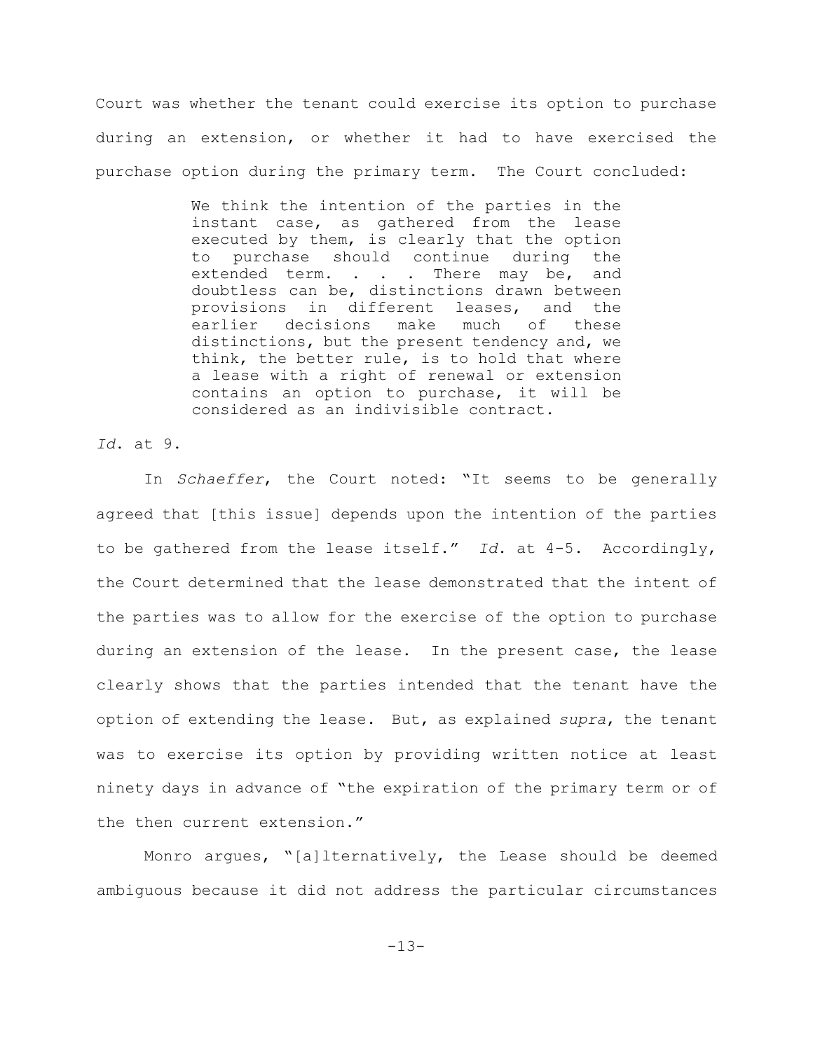Court was whether the tenant could exercise its option to purchase during an extension, or whether it had to have exercised the purchase option during the primary term. The Court concluded:

> We think the intention of the parties in the instant case, as gathered from the lease executed by them, is clearly that the option to purchase should continue during the extended term. . . . There may be, and doubtless can be, distinctions drawn between provisions in different leases, and the earlier decisions make much of these distinctions, but the present tendency and, we think, the better rule, is to hold that where a lease with a right of renewal or extension contains an option to purchase, it will be considered as an indivisible contract.

*Id.* at 9.

In *Schaeffer*, the Court noted: "It seems to be generally agreed that [this issue] depends upon the intention of the parties to be gathered from the lease itself." *Id.* at 4-5. Accordingly, the Court determined that the lease demonstrated that the intent of the parties was to allow for the exercise of the option to purchase during an extension of the lease. In the present case, the lease clearly shows that the parties intended that the tenant have the option of extending the lease. But, as explained *supra*, the tenant was to exercise its option by providing written notice at least ninety days in advance of "the expiration of the primary term or of the then current extension."

Monro argues, "[a]lternatively, the Lease should be deemed ambiguous because it did not address the particular circumstances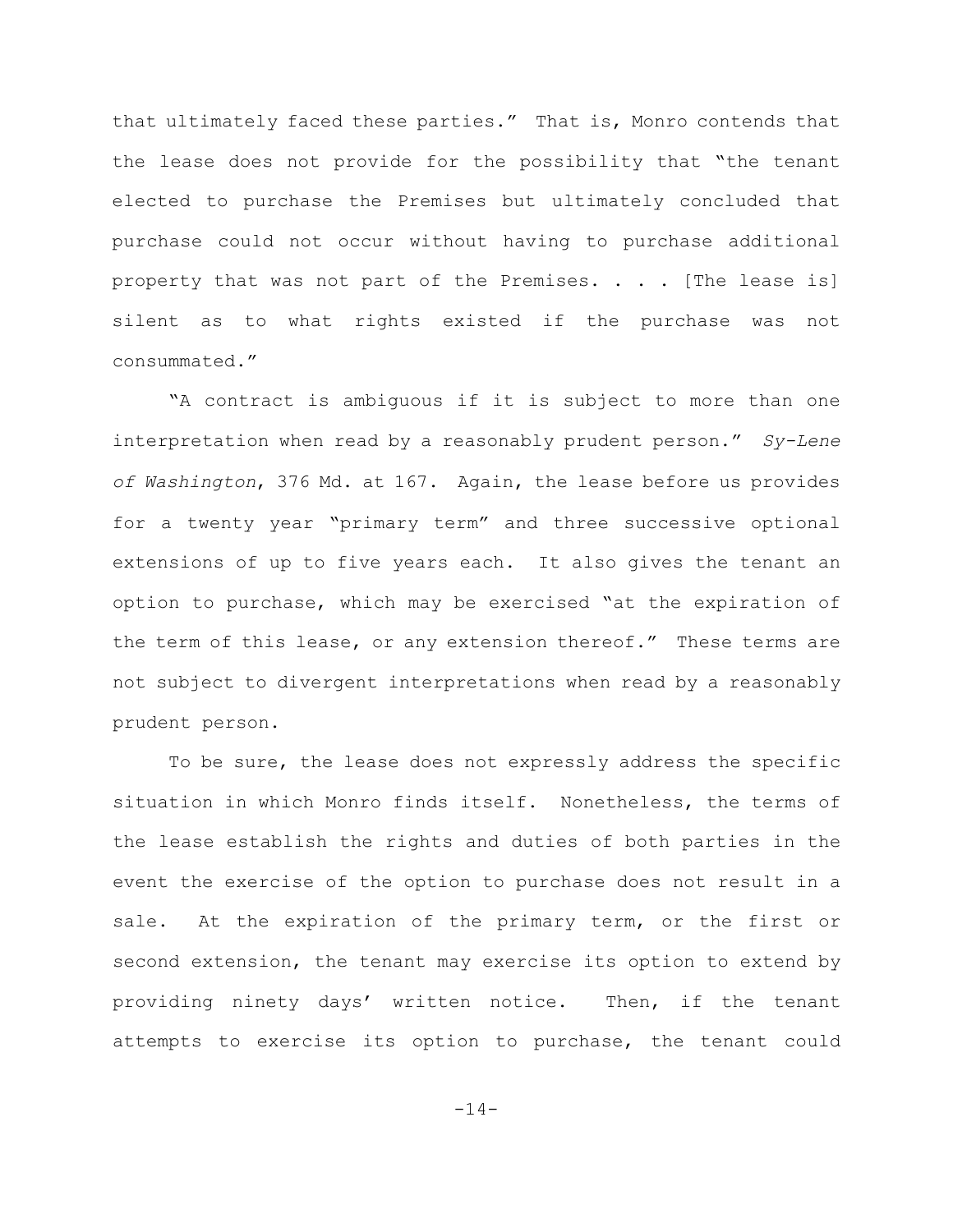that ultimately faced these parties." That is, Monro contends that the lease does not provide for the possibility that "the tenant elected to purchase the Premises but ultimately concluded that purchase could not occur without having to purchase additional property that was not part of the Premises. . . . [The lease is] silent as to what rights existed if the purchase was not consummated."

"A contract is ambiguous if it is subject to more than one interpretation when read by a reasonably prudent person." *Sy-Lene of Washington*, 376 Md. at 167. Again, the lease before us provides for a twenty year "primary term" and three successive optional extensions of up to five years each. It also gives the tenant an option to purchase, which may be exercised "at the expiration of the term of this lease, or any extension thereof." These terms are not subject to divergent interpretations when read by a reasonably prudent person.

To be sure, the lease does not expressly address the specific situation in which Monro finds itself. Nonetheless, the terms of the lease establish the rights and duties of both parties in the event the exercise of the option to purchase does not result in a sale. At the expiration of the primary term, or the first or second extension, the tenant may exercise its option to extend by providing ninety days' written notice. Then, if the tenant attempts to exercise its option to purchase, the tenant could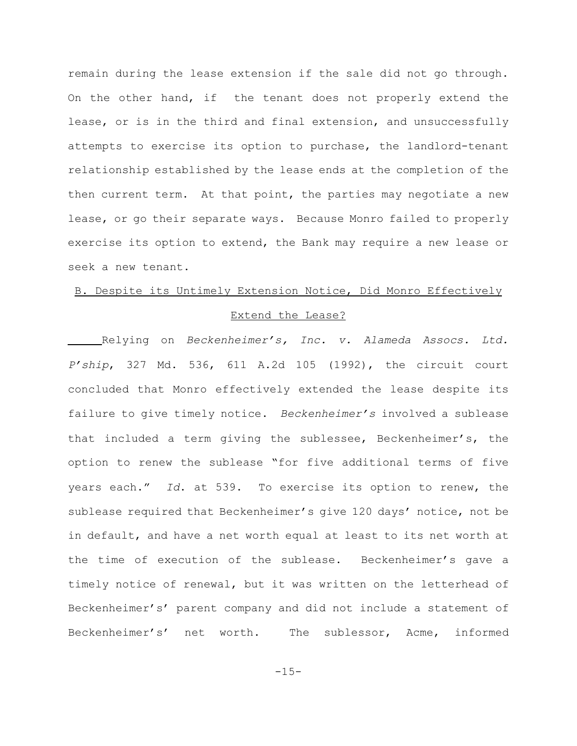remain during the lease extension if the sale did not go through. On the other hand, if the tenant does not properly extend the lease, or is in the third and final extension, and unsuccessfully attempts to exercise its option to purchase, the landlord-tenant relationship established by the lease ends at the completion of the then current term. At that point, the parties may negotiate a new lease, or go their separate ways. Because Monro failed to properly exercise its option to extend, the Bank may require a new lease or seek a new tenant.

## B. Despite its Untimely Extension Notice, Did Monro Effectively Extend the Lease?

Relying on *Beckenheimer's, Inc. v. Alameda Assocs. Ltd. P'ship*, 327 Md. 536, 611 A.2d 105 (1992), the circuit court concluded that Monro effectively extended the lease despite its failure to give timely notice. *Beckenheimer's* involved a sublease that included a term giving the sublessee, Beckenheimer's, the option to renew the sublease "for five additional terms of five years each." *Id*. at 539. To exercise its option to renew, the sublease required that Beckenheimer's give 120 days' notice, not be in default, and have a net worth equal at least to its net worth at the time of execution of the sublease. Beckenheimer's gave a timely notice of renewal, but it was written on the letterhead of Beckenheimer's' parent company and did not include a statement of Beckenheimer's' net worth. The sublessor, Acme, informed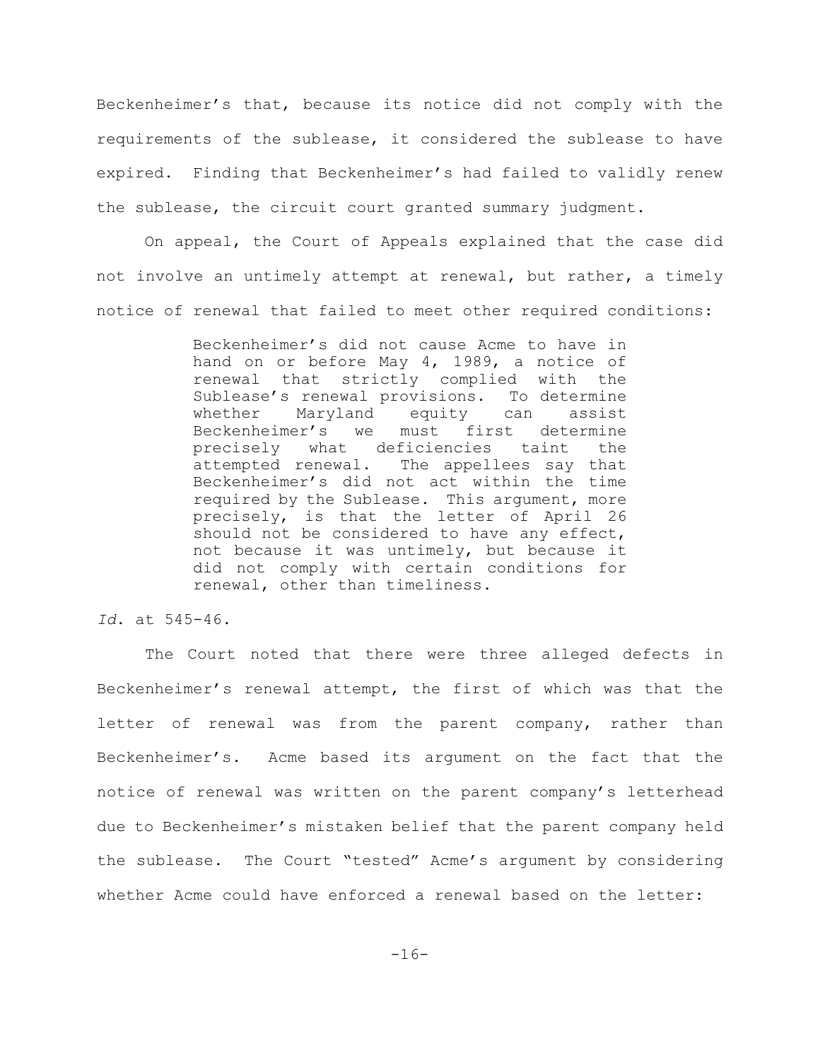Beckenheimer's that, because its notice did not comply with the requirements of the sublease, it considered the sublease to have expired. Finding that Beckenheimer's had failed to validly renew the sublease, the circuit court granted summary judgment.

On appeal, the Court of Appeals explained that the case did not involve an untimely attempt at renewal, but rather, a timely notice of renewal that failed to meet other required conditions:

> Beckenheimer's did not cause Acme to have in hand on or before May 4, 1989, a notice of renewal that strictly complied with the Sublease's renewal provisions. To determine whether Maryland equity can assist Beckenheimer's we must first determine precisely what deficiencies taint the attempted renewal. The appellees say that Beckenheimer's did not act within the time required by the Sublease. This argument, more precisely, is that the letter of April 26 should not be considered to have any effect, not because it was untimely, but because it did not comply with certain conditions for renewal, other than timeliness.

*Id.* at 545-46.

The Court noted that there were three alleged defects in Beckenheimer's renewal attempt, the first of which was that the letter of renewal was from the parent company, rather than Beckenheimer's. Acme based its argument on the fact that the notice of renewal was written on the parent company's letterhead due to Beckenheimer's mistaken belief that the parent company held the sublease. The Court "tested" Acme's argument by considering whether Acme could have enforced a renewal based on the letter: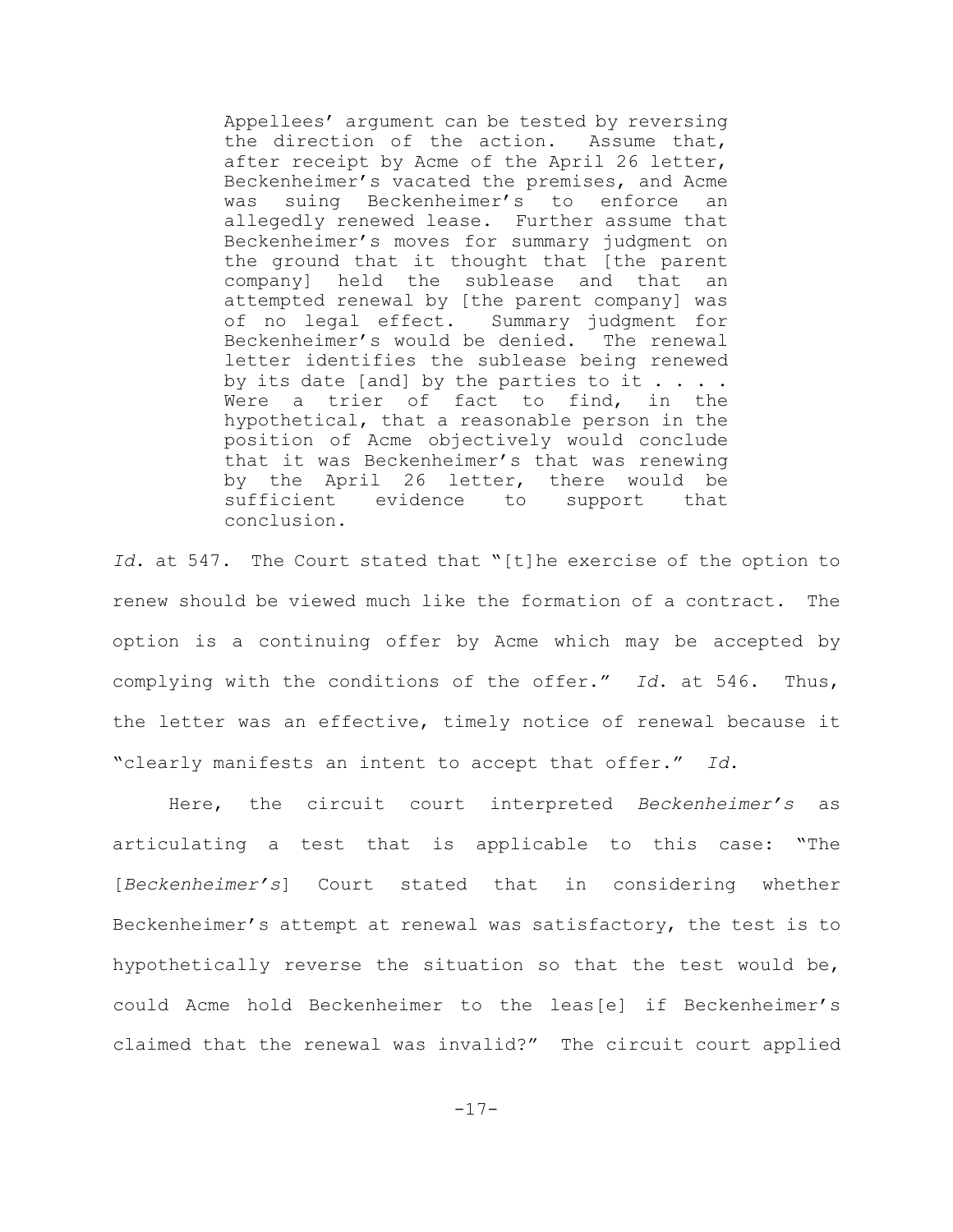> Appellees' argument can be tested by reversing the direction of the action. Assume that, after receipt by Acme of the April 26 letter, Beckenheimer's vacated the premises, and Acme was suing Beckenheimer's to enforce an allegedly renewed lease. Further assume that Beckenheimer's moves for summary judgment on the ground that it thought that [the parent company] held the sublease and that an attempted renewal by [the parent company] was of no legal effect. Summary judgment for Beckenheimer's would be denied. The renewal letter identifies the sublease being renewed by its date [and] by the parties to it . . . . Were a trier of fact to find, in the hypothetical, that a reasonable person in the position of Acme objectively would conclude that it was Beckenheimer's that was renewing by the April 26 letter, there would be sufficient evidence to support that conclusion.

*Id.* at 547. The Court stated that "[t]he exercise of the option to renew should be viewed much like the formation of a contract. The option is a continuing offer by Acme which may be accepted by complying with the conditions of the offer." *Id.* at 546. Thus, the letter was an effective, timely notice of renewal because it "clearly manifests an intent to accept that offer." *Id.*

Here, the circuit court interpreted *Beckenheimer's* as articulating a test that is applicable to this case: "The [*Beckenheimer's*] Court stated that in considering whether Beckenheimer's attempt at renewal was satisfactory, the test is to hypothetically reverse the situation so that the test would be, could Acme hold Beckenheimer to the leas[e] if Beckenheimer's claimed that the renewal was invalid?" The circuit court applied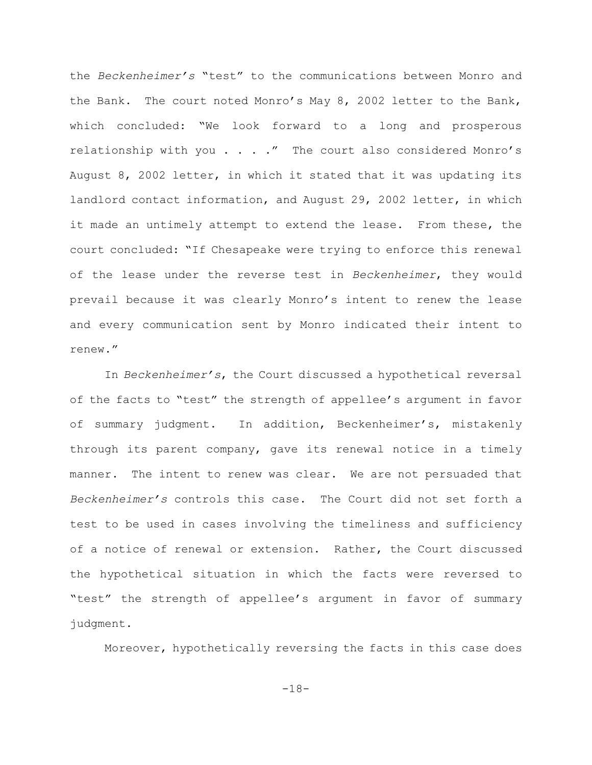the *Beckenheimer's* "test" to the communications between Monro and the Bank. The court noted Monro's May 8, 2002 letter to the Bank, which concluded: "We look forward to a long and prosperous relationship with you . . . ." The court also considered Monro's August 8, 2002 letter, in which it stated that it was updating its landlord contact information, and August 29, 2002 letter, in which it made an untimely attempt to extend the lease. From these, the court concluded: "If Chesapeake were trying to enforce this renewal of the lease under the reverse test in *Beckenheimer*, they would prevail because it was clearly Monro's intent to renew the lease and every communication sent by Monro indicated their intent to renew."

In *Beckenheimer's*, the Court discussed a hypothetical reversal of the facts to "test" the strength of appellee's argument in favor of summary judgment. In addition, Beckenheimer's, mistakenly through its parent company, gave its renewal notice in a timely manner. The intent to renew was clear. We are not persuaded that *Beckenheimer's* controls this case. The Court did not set forth a test to be used in cases involving the timeliness and sufficiency of a notice of renewal or extension. Rather, the Court discussed the hypothetical situation in which the facts were reversed to "test" the strength of appellee's argument in favor of summary judgment.

Moreover, hypothetically reversing the facts in this case does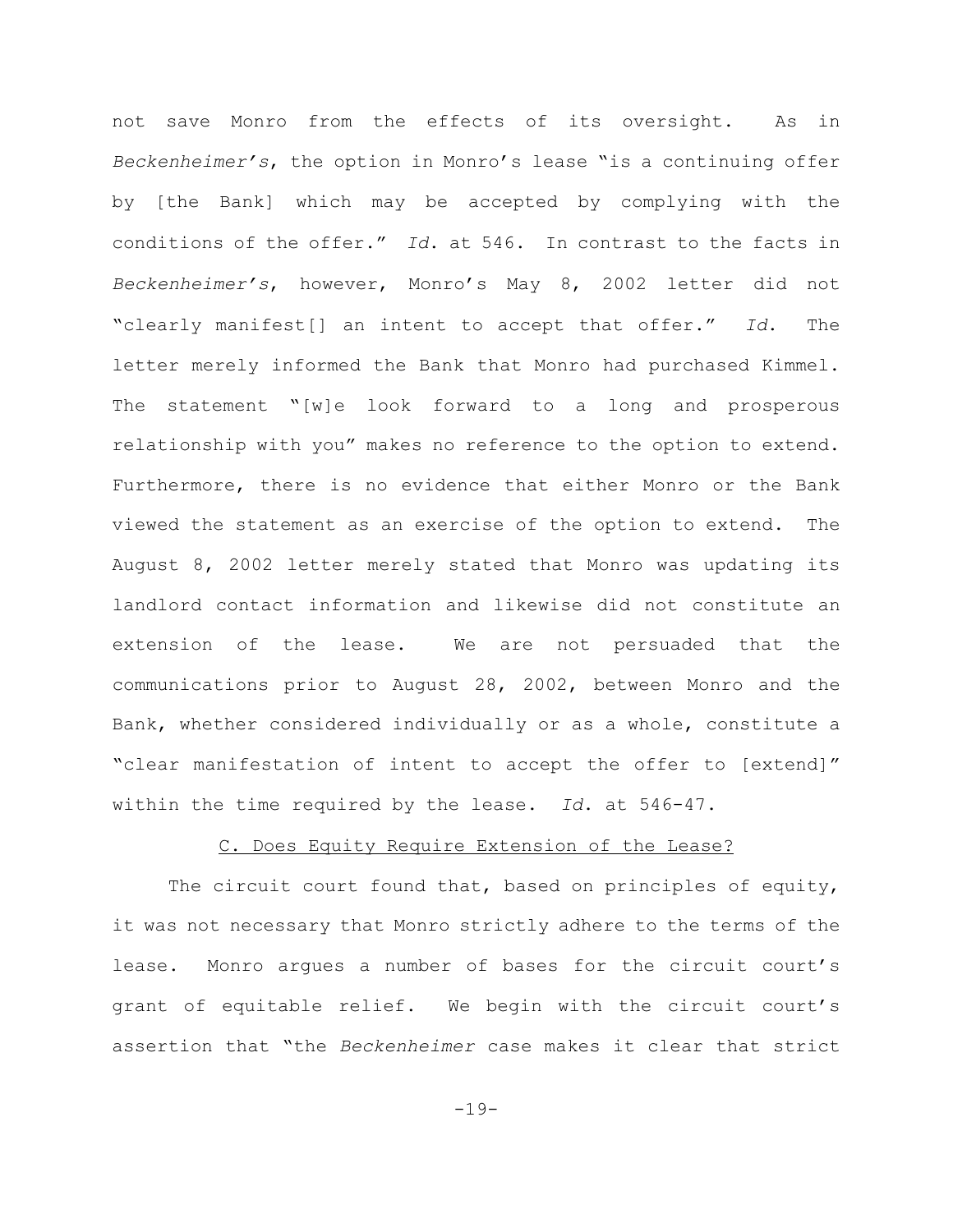not save Monro from the effects of its oversight. As in *Beckenheimer's*, the option in Monro's lease "is a continuing offer by [the Bank] which may be accepted by complying with the conditions of the offer." *Id.* at 546. In contrast to the facts in *Beckenheimer's*, however, Monro's May 8, 2002 letter did not "clearly manifest[] an intent to accept that offer." *Id.* The letter merely informed the Bank that Monro had purchased Kimmel. The statement "[w]e look forward to a long and prosperous relationship with you" makes no reference to the option to extend. Furthermore, there is no evidence that either Monro or the Bank viewed the statement as an exercise of the option to extend. The August 8, 2002 letter merely stated that Monro was updating its landlord contact information and likewise did not constitute an extension of the lease. We are not persuaded that the communications prior to August 28, 2002, between Monro and the Bank, whether considered individually or as a whole, constitute a "clear manifestation of intent to accept the offer to [extend]" within the time required by the lease. *Id.* at 546-47.

<u>C. Does Equity Require Extension of the Lease?</u>

The circuit court found that, based on principles of equity, it was not necessary that Monro strictly adhere to the terms of the lease. Monro argues a number of bases for the circuit court's grant of equitable relief. We begin with the circuit court's assertion that "the *Beckenheimer* case makes it clear that strict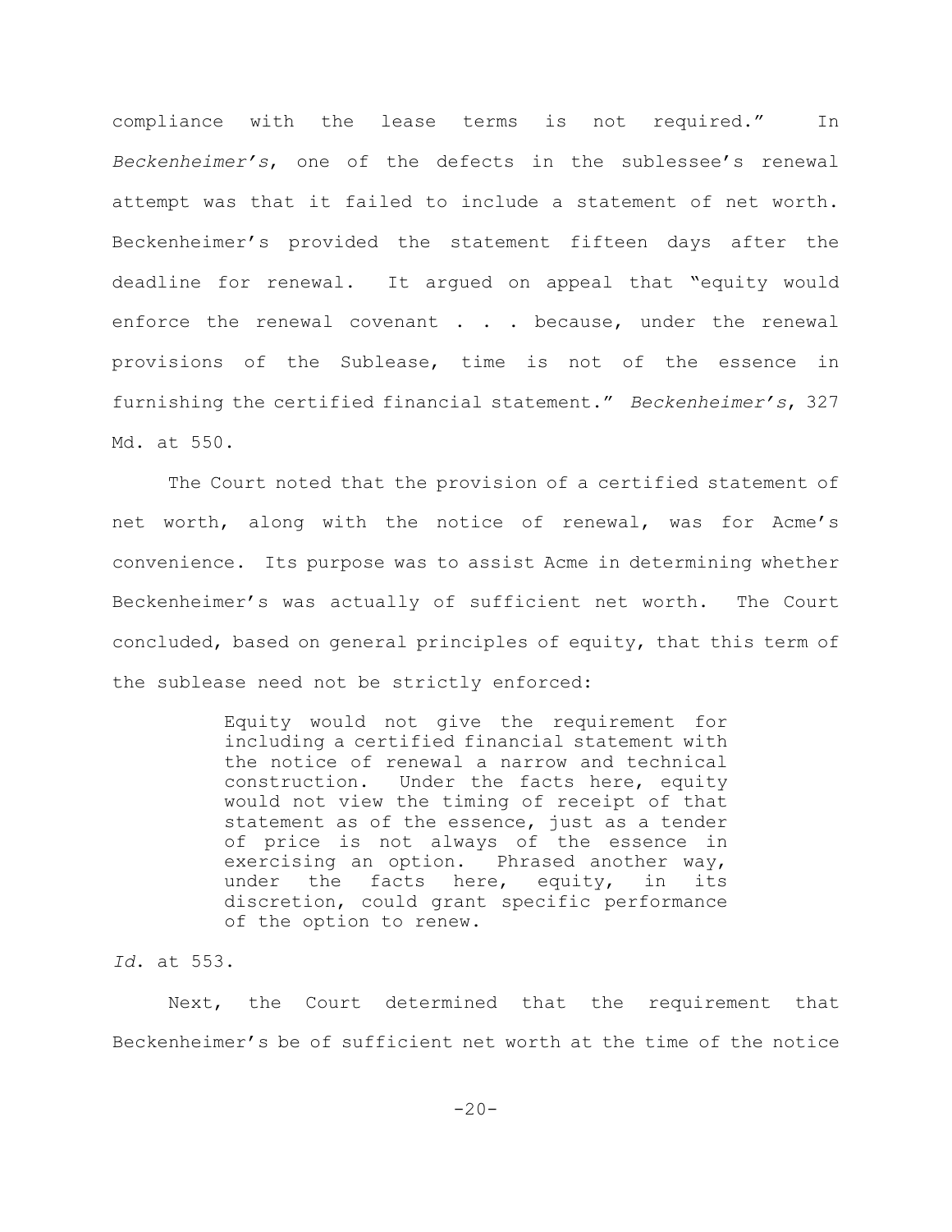compliance with the lease terms is not required." In *Beckenheimer's*, one of the defects in the sublessee's renewal attempt was that it failed to include a statement of net worth. Beckenheimer's provided the statement fifteen days after the deadline for renewal. It argued on appeal that "equity would enforce the renewal covenant . . . because, under the renewal provisions of the Sublease, time is not of the essence in furnishing the certified financial statement." *Beckenheimer's*, 327 Md. at 550.

The Court noted that the provision of a certified statement of net worth, along with the notice of renewal, was for Acme's convenience. Its purpose was to assist Acme in determining whether Beckenheimer's was actually of sufficient net worth. The Court concluded, based on general principles of equity, that this term of the sublease need not be strictly enforced:

> Equity would not give the requirement for including a certified financial statement with the notice of renewal a narrow and technical construction. Under the facts here, equity would not view the timing of receipt of that statement as of the essence, just as a tender of price is not always of the essence in exercising an option. Phrased another way, under the facts here, equity, in its discretion, could grant specific performance of the option to renew.

*Id.* at 553.

Next, the Court determined that the requirement that Beckenheimer's be of sufficient net worth at the time of the notice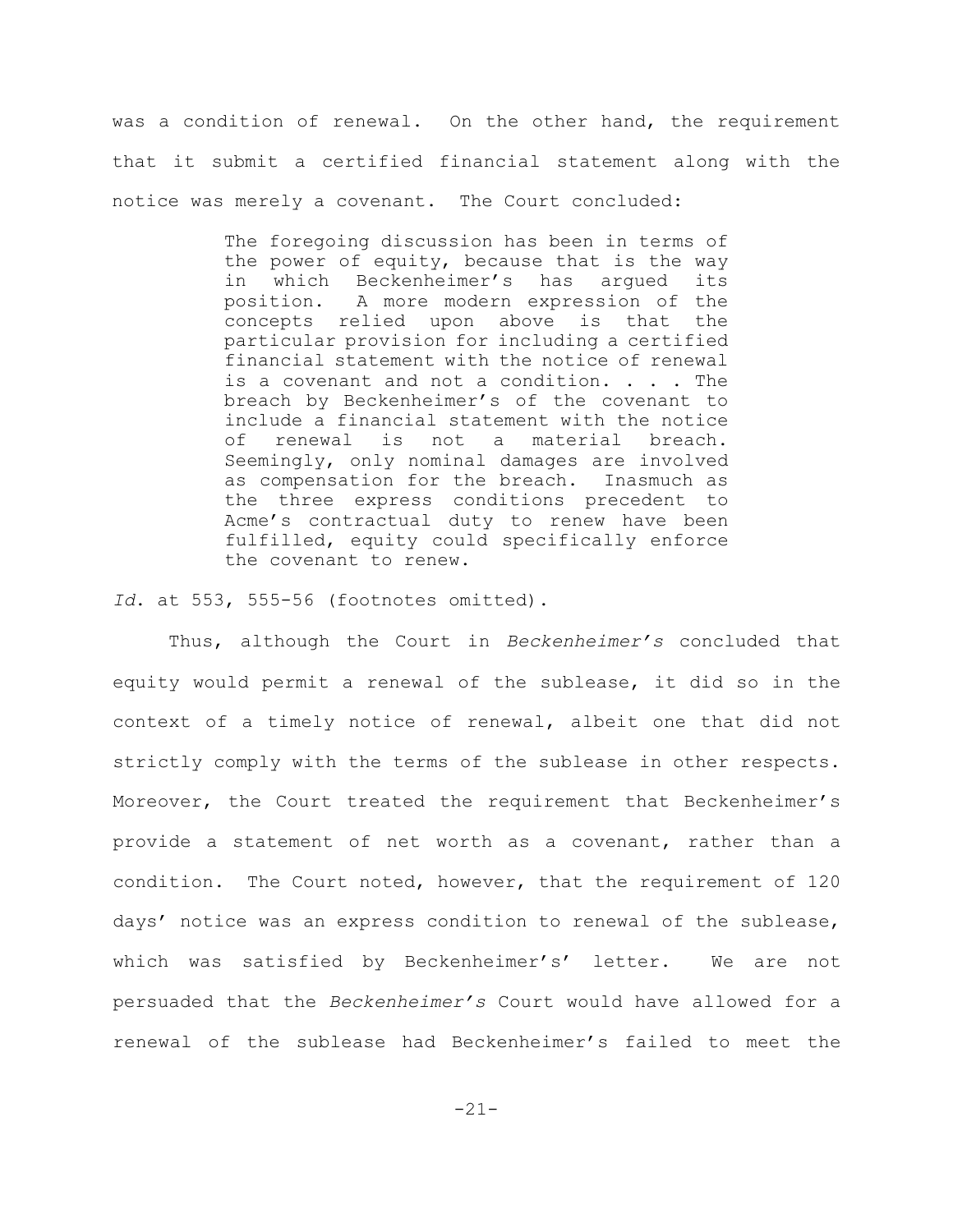was a condition of renewal. On the other hand, the requirement that it submit a certified financial statement along with the notice was merely a covenant. The Court concluded:

> The foregoing discussion has been in terms of the power of equity, because that is the way in which Beckenheimer's has argued its position. A more modern expression of the concepts relied upon above is that the particular provision for including a certified financial statement with the notice of renewal is a covenant and not a condition. . . . The breach by Beckenheimer's of the covenant to include a financial statement with the notice of renewal is not a material breach. Seemingly, only nominal damages are involved as compensation for the breach. Inasmuch as the three express conditions precedent to Acme's contractual duty to renew have been fulfilled, equity could specifically enforce the covenant to renew.

*Id.* at 553, 555-56 (footnotes omitted).

Thus, although the Court in *Beckenheimer's* concluded that equity would permit a renewal of the sublease, it did so in the context of a timely notice of renewal, albeit one that did not strictly comply with the terms of the sublease in other respects. Moreover, the Court treated the requirement that Beckenheimer's provide a statement of net worth as a covenant, rather than a condition. The Court noted, however, that the requirement of 120 days' notice was an express condition to renewal of the sublease, which was satisfied by Beckenheimer's' letter. We are not persuaded that the *Beckenheimer's* Court would have allowed for a renewal of the sublease had Beckenheimer's failed to meet the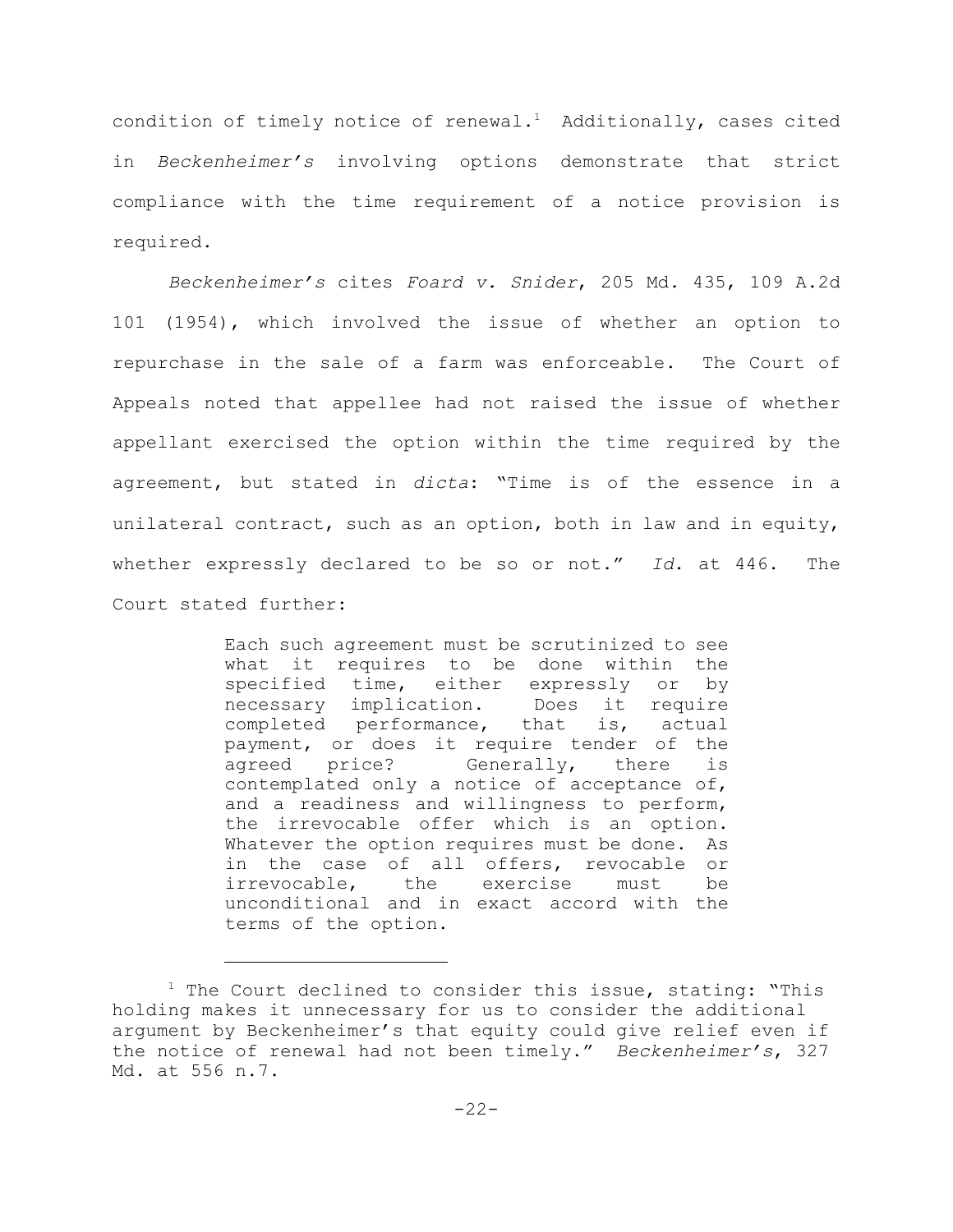condition of timely notice of renewal.[1] Additionally, cases cited in *Beckenheimer's* involving options demonstrate that strict compliance with the time requirement of a notice provision is required.

*Beckenheimer's* cites *Foard v. Snider*, 205 Md. 435, 109 A.2d 101 (1954), which involved the issue of whether an option to repurchase in the sale of a farm was enforceable. The Court of Appeals noted that appellee had not raised the issue of whether appellant exercised the option within the time required by the agreement, but stated in *dicta*: "Time is of the essence in a unilateral contract, such as an option, both in law and in equity, whether expressly declared to be so or not." *Id.* at 446. The Court stated further:

> Each such agreement must be scrutinized to see what it requires to be done within the specified time, either expressly or by necessary implication. Does it require completed performance, that is, actual payment, or does it require tender of the agreed price? Generally, there is contemplated only a notice of acceptance of, and a readiness and willingness to perform, the irrevocable offer which is an option. Whatever the option requires must be done. As in the case of all offers, revocable or irrevocable, the exercise must be unconditional and in exact accord with the terms of the option.

---

[1] The Court declined to consider this issue, stating: "This holding makes it unnecessary for us to consider the additional argument by Beckenheimer's that equity could give relief even if the notice of renewal had not been timely." *Beckenheimer's*, 327 Md. at 556 n.7.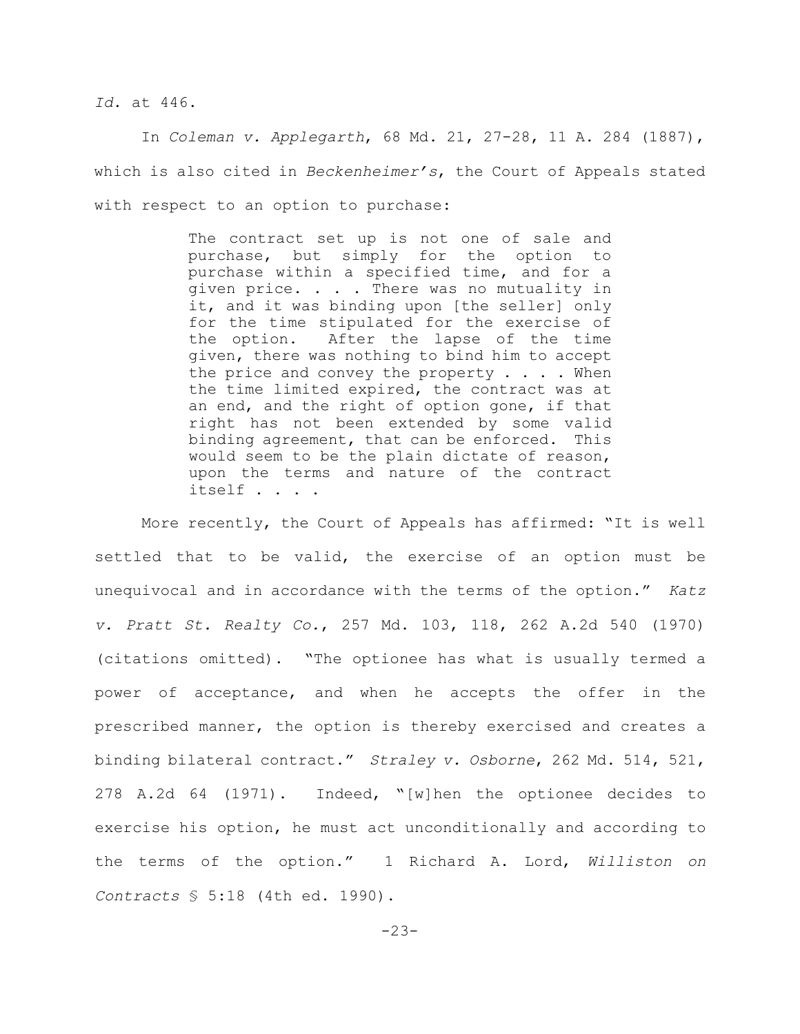*Id.* at 446.

In *Coleman v. Applegarth*, 68 Md. 21, 27-28, 11 A. 284 (1887), which is also cited in *Beckenheimer's*, the Court of Appeals stated with respect to an option to purchase:

> The contract set up is not one of sale and purchase, but simply for the option to purchase within a specified time, and for a given price. . . . There was no mutuality in it, and it was binding upon [the seller] only for the time stipulated for the exercise of the option. After the lapse of the time given, there was nothing to bind him to accept the price and convey the property . . . . When the time limited expired, the contract was at an end, and the right of option gone, if that right has not been extended by some valid binding agreement, that can be enforced. This would seem to be the plain dictate of reason, upon the terms and nature of the contract itself . . . .

More recently, the Court of Appeals has affirmed: "It is well settled that to be valid, the exercise of an option must be unequivocal and in accordance with the terms of the option." *Katz v. Pratt St. Realty Co.*, 257 Md. 103, 118, 262 A.2d 540 (1970) (citations omitted). "The optionee has what is usually termed a power of acceptance, and when he accepts the offer in the prescribed manner, the option is thereby exercised and creates a binding bilateral contract." *Straley v. Osborne*, 262 Md. 514, 521, 278 A.2d 64 (1971). Indeed, "[w]hen the optionee decides to exercise his option, he must act unconditionally and according to the terms of the option." 1 Richard A. Lord, *Williston on Contracts* § 5:18 (4th ed. 1990).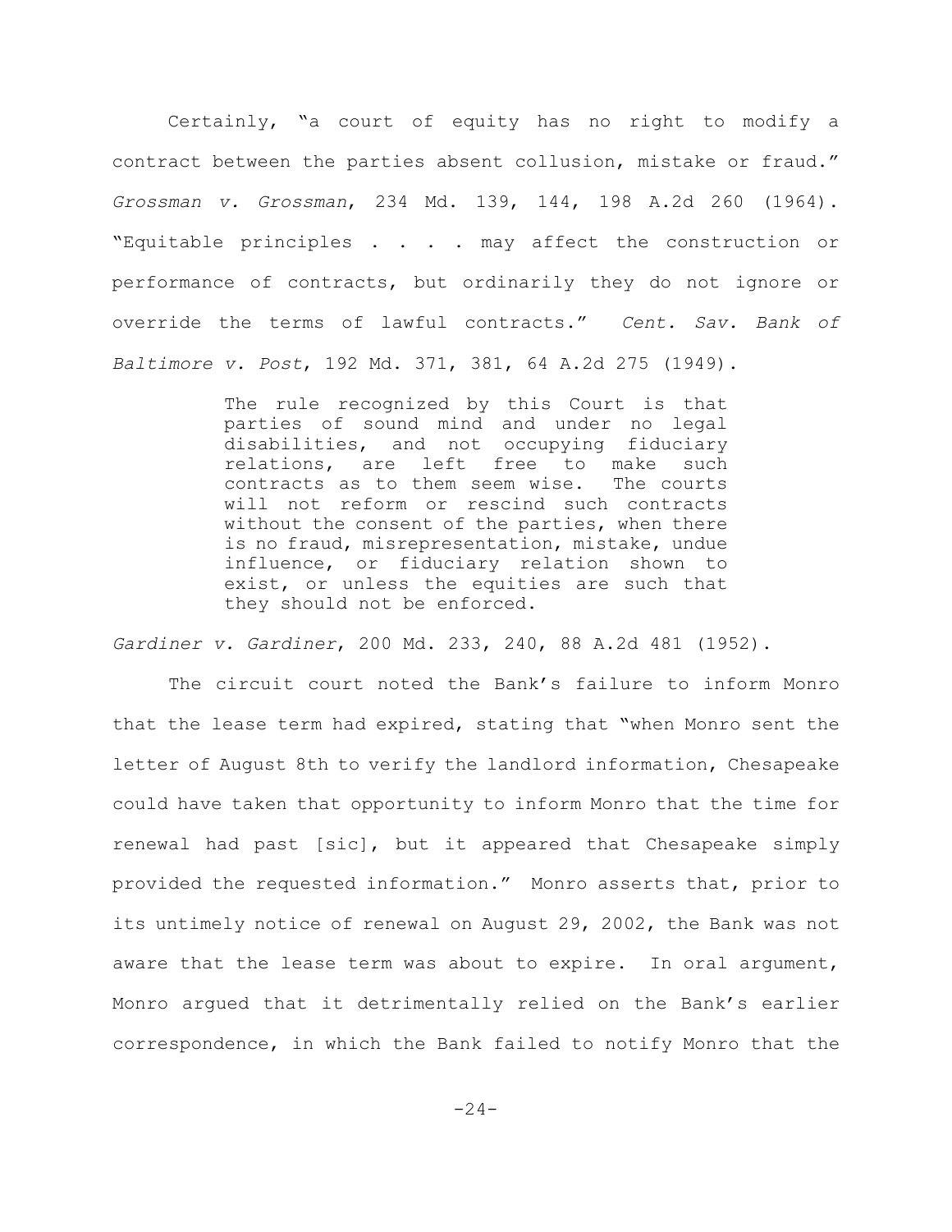Certainly, "a court of equity has no right to modify a contract between the parties absent collusion, mistake or fraud." *Grossman v. Grossman*, 234 Md. 139, 144, 198 A.2d 260 (1964). "Equitable principles . . . . may affect the construction or performance of contracts, but ordinarily they do not ignore or override the terms of lawful contracts." *Cent. Sav. Bank of Baltimore v. Post*, 192 Md. 371, 381, 64 A.2d 275 (1949).

> The rule recognized by this Court is that parties of sound mind and under no legal disabilities, and not occupying fiduciary relations, are left free to make such contracts as to them seem wise. The courts will not reform or rescind such contracts without the consent of the parties, when there is no fraud, misrepresentation, mistake, undue influence, or fiduciary relation shown to exist, or unless the equities are such that they should not be enforced.

*Gardiner v. Gardiner*, 200 Md. 233, 240, 88 A.2d 481 (1952).

The circuit court noted the Bank's failure to inform Monro that the lease term had expired, stating that "when Monro sent the letter of August 8th to verify the landlord information, Chesapeake could have taken that opportunity to inform Monro that the time for renewal had past [sic], but it appeared that Chesapeake simply provided the requested information." Monro asserts that, prior to its untimely notice of renewal on August 29, 2002, the Bank was not aware that the lease term was about to expire. In oral argument, Monro argued that it detrimentally relied on the Bank's earlier correspondence, in which the Bank failed to notify Monro that the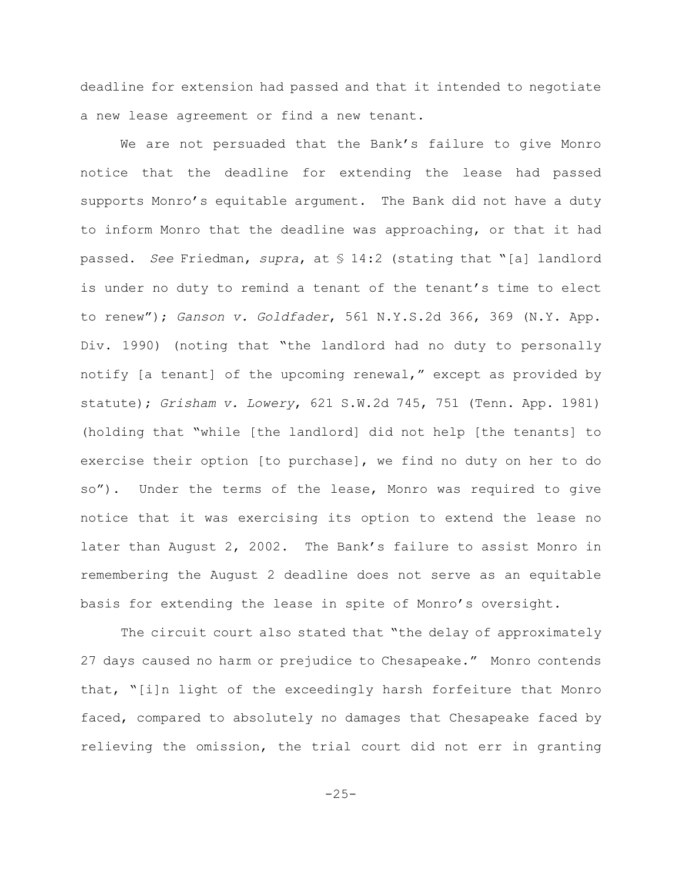deadline for extension had passed and that it intended to negotiate a new lease agreement or find a new tenant.

We are not persuaded that the Bank's failure to give Monro notice that the deadline for extending the lease had passed supports Monro's equitable argument. The Bank did not have a duty to inform Monro that the deadline was approaching, or that it had passed. *See* Friedman, *supra*, at § 14:2 (stating that "[a] landlord is under no duty to remind a tenant of the tenant's time to elect to renew"); *Ganson v. Goldfader*, 561 N.Y.S.2d 366, 369 (N.Y. App. Div. 1990) (noting that "the landlord had no duty to personally notify [a tenant] of the upcoming renewal," except as provided by statute); *Grisham v. Lowery*, 621 S.W.2d 745, 751 (Tenn. App. 1981) (holding that "while [the landlord] did not help [the tenants] to exercise their option [to purchase], we find no duty on her to do so"). Under the terms of the lease, Monro was required to give notice that it was exercising its option to extend the lease no later than August 2, 2002. The Bank's failure to assist Monro in remembering the August 2 deadline does not serve as an equitable basis for extending the lease in spite of Monro's oversight.

The circuit court also stated that "the delay of approximately 27 days caused no harm or prejudice to Chesapeake." Monro contends that, "[i]n light of the exceedingly harsh forfeiture that Monro faced, compared to absolutely no damages that Chesapeake faced by relieving the omission, the trial court did not err in granting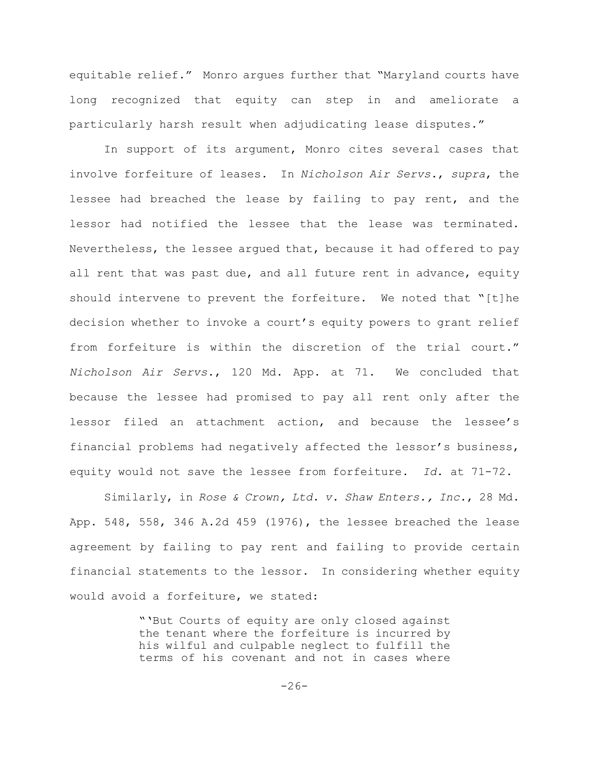equitable relief." Monro argues further that "Maryland courts have long recognized that equity can step in and ameliorate a particularly harsh result when adjudicating lease disputes."

In support of its argument, Monro cites several cases that involve forfeiture of leases. In *Nicholson Air Servs.*, *supra*, the lessee had breached the lease by failing to pay rent, and the lessor had notified the lessee that the lease was terminated. Nevertheless, the lessee argued that, because it had offered to pay all rent that was past due, and all future rent in advance, equity should intervene to prevent the forfeiture. We noted that "[t]he decision whether to invoke a court's equity powers to grant relief from forfeiture is within the discretion of the trial court." *Nicholson Air Servs.*, 120 Md. App. at 71. We concluded that because the lessee had promised to pay all rent only after the lessor filed an attachment action, and because the lessee's financial problems had negatively affected the lessor's business, equity would not save the lessee from forfeiture. *Id.* at 71-72.

Similarly, in *Rose & Crown, Ltd. v. Shaw Enters., Inc.*, 28 Md. App. 548, 558, 346 A.2d 459 (1976), the lessee breached the lease agreement by failing to pay rent and failing to provide certain financial statements to the lessor. In considering whether equity would avoid a forfeiture, we stated:

> "'But Courts of equity are only closed against the tenant where the forfeiture is incurred by his wilful and culpable neglect to fulfill the terms of his covenant and not in cases where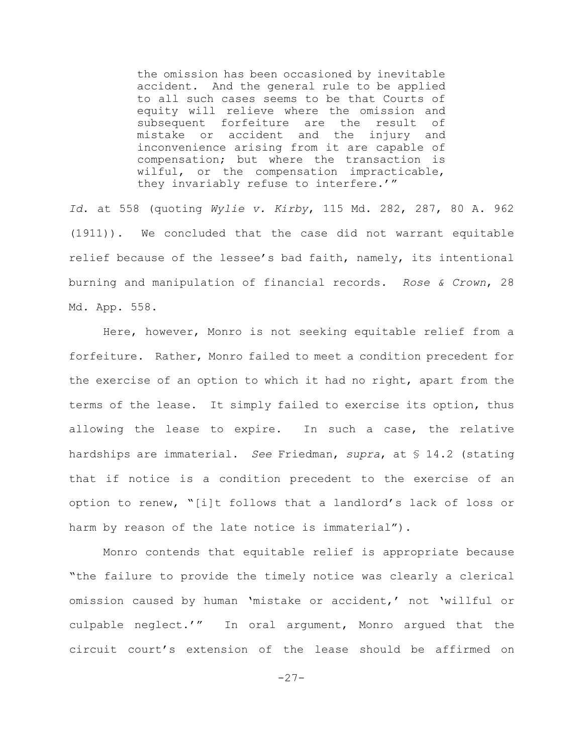> the omission has been occasioned by inevitable accident. And the general rule to be applied to all such cases seems to be that Courts of equity will relieve where the omission and subsequent forfeiture are the result of mistake or accident and the injury and inconvenience arising from it are capable of compensation; but where the transaction is wilful, or the compensation impracticable, they invariably refuse to interfere.'"

*Id.* at 558 (quoting *Wylie v. Kirby*, 115 Md. 282, 287, 80 A. 962 (1911)). We concluded that the case did not warrant equitable relief because of the lessee's bad faith, namely, its intentional burning and manipulation of financial records. *Rose & Crown*, 28 Md. App. 558.

Here, however, Monro is not seeking equitable relief from a forfeiture. Rather, Monro failed to meet a condition precedent for the exercise of an option to which it had no right, apart from the terms of the lease. It simply failed to exercise its option, thus allowing the lease to expire. In such a case, the relative hardships are immaterial. *See* Friedman, *supra*, at § 14.2 (stating that if notice is a condition precedent to the exercise of an option to renew, "[i]t follows that a landlord's lack of loss or harm by reason of the late notice is immaterial").

Monro contends that equitable relief is appropriate because "the failure to provide the timely notice was clearly a clerical omission caused by human 'mistake or accident,' not 'willful or culpable neglect.'" In oral argument, Monro argued that the circuit court's extension of the lease should be affirmed on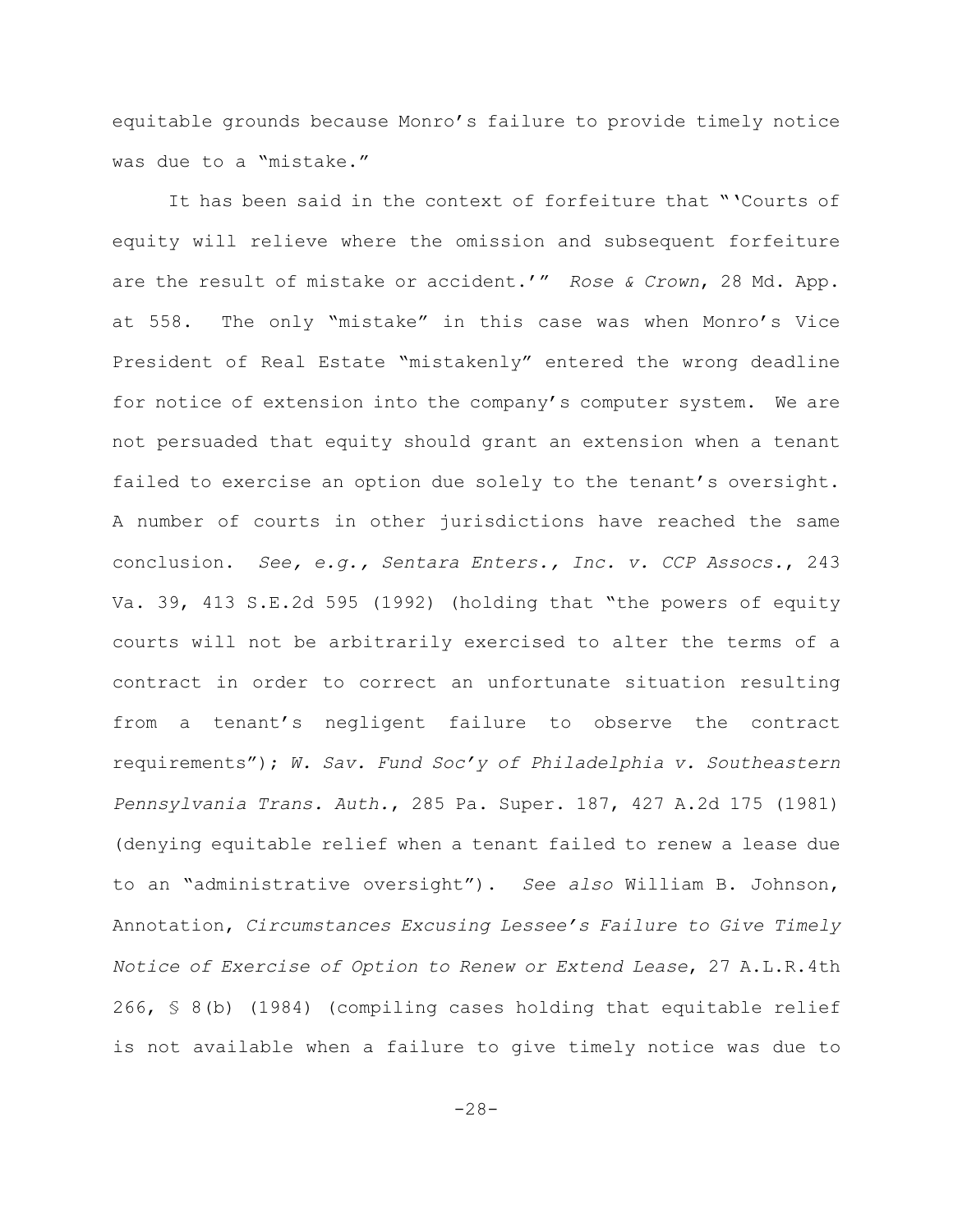equitable grounds because Monro's failure to provide timely notice was due to a "mistake."

It has been said in the context of forfeiture that "'Courts of equity will relieve where the omission and subsequent forfeiture are the result of mistake or accident.'" *Rose & Crown*, 28 Md. App. at 558. The only "mistake" in this case was when Monro's Vice President of Real Estate "mistakenly" entered the wrong deadline for notice of extension into the company's computer system. We are not persuaded that equity should grant an extension when a tenant failed to exercise an option due solely to the tenant's oversight. A number of courts in other jurisdictions have reached the same conclusion. *See, e.g.*, *Sentara Enters., Inc. v. CCP Assocs.*, 243 Va. 39, 413 S.E.2d 595 (1992) (holding that "the powers of equity courts will not be arbitrarily exercised to alter the terms of a contract in order to correct an unfortunate situation resulting from a tenant's negligent failure to observe the contract requirements"); *W. Sav. Fund Soc'y of Philadelphia v. Southeastern Pennsylvania Trans. Auth.*, 285 Pa. Super. 187, 427 A.2d 175 (1981) (denying equitable relief when a tenant failed to renew a lease due to an "administrative oversight"). *See also* William B. Johnson, Annotation, *Circumstances Excusing Lessee's Failure to Give Timely Notice of Exercise of Option to Renew or Extend Lease*, 27 A.L.R.4th 266, § 8(b) (1984) (compiling cases holding that equitable relief is not available when a failure to give timely notice was due to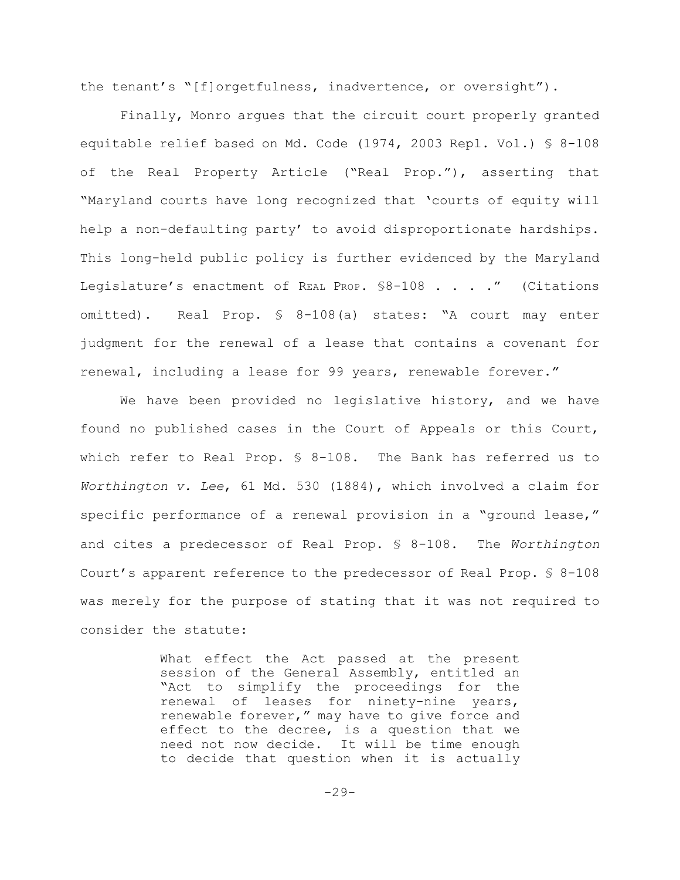the tenant's "[f]orgetfulness, inadvertence, or oversight").

Finally, Monro argues that the circuit court properly granted equitable relief based on Md. Code (1974, 2003 Repl. Vol.) § 8-108 of the Real Property Article ("Real Prop."), asserting that "Maryland courts have long recognized that 'courts of equity will help a non-defaulting party' to avoid disproportionate hardships. This long-held public policy is further evidenced by the Maryland Legislature's enactment of REAL PROP. §8-108 . . . ." (Citations omitted). Real Prop. § 8-108(a) states: "A court may enter judgment for the renewal of a lease that contains a covenant for renewal, including a lease for 99 years, renewable forever."

We have been provided no legislative history, and we have found no published cases in the Court of Appeals or this Court, which refer to Real Prop. § 8-108. The Bank has referred us to *Worthington v. Lee*, 61 Md. 530 (1884), which involved a claim for specific performance of a renewal provision in a "ground lease," and cites a predecessor of Real Prop. § 8-108. The *Worthington* Court's apparent reference to the predecessor of Real Prop. § 8-108 was merely for the purpose of stating that it was not required to consider the statute:

> What effect the Act passed at the present session of the General Assembly, entitled an "Act to simplify the proceedings for the renewal of leases for ninety-nine years, renewable forever," may have to give force and effect to the decree, is a question that we need not now decide. It will be time enough to decide that question when it is actually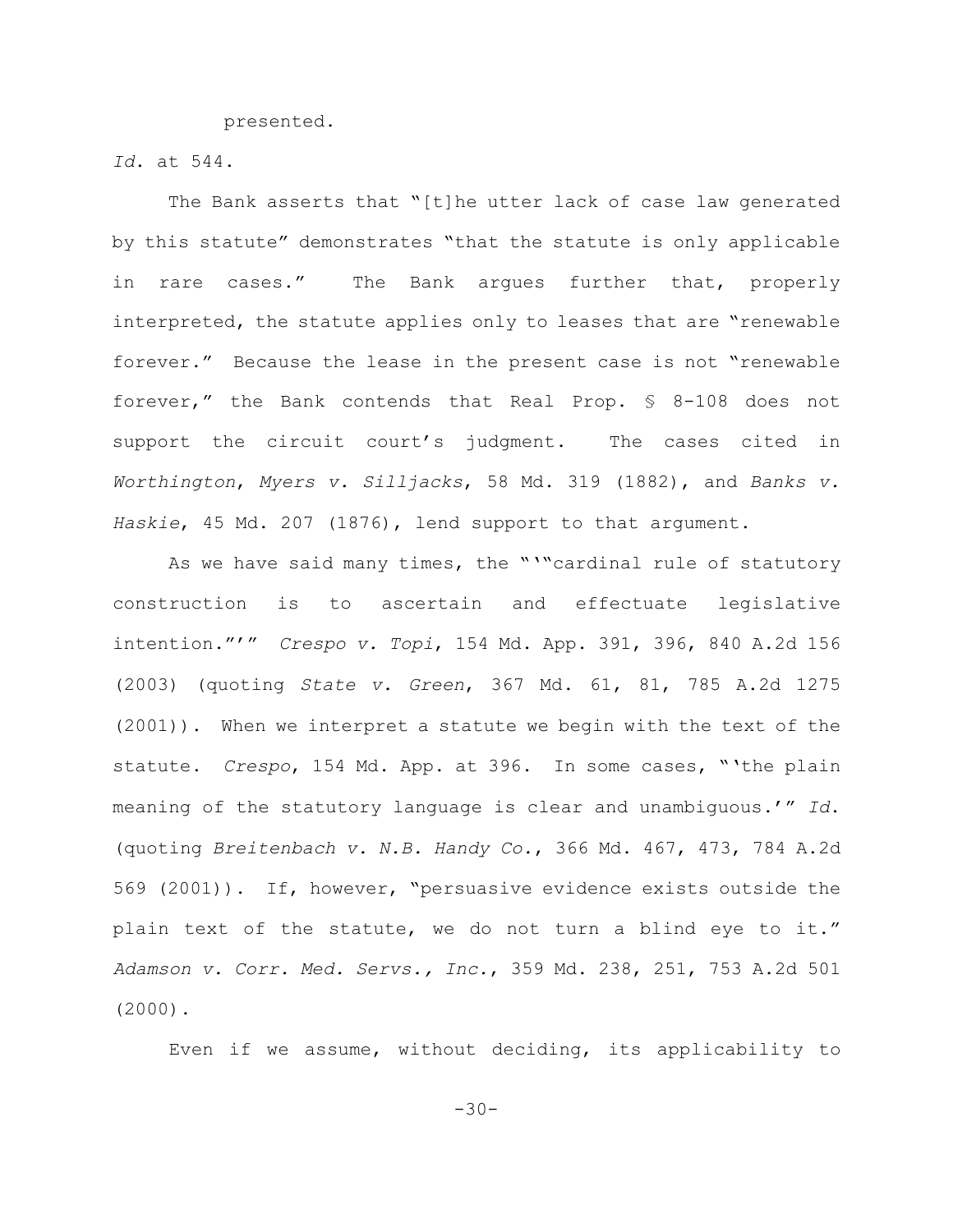presented.

*Id*. at 544.

The Bank asserts that "[t]he utter lack of case law generated by this statute" demonstrates "that the statute is only applicable in rare cases." The Bank argues further that, properly interpreted, the statute applies only to leases that are "renewable forever." Because the lease in the present case is not "renewable forever," the Bank contends that Real Prop. § 8-108 does not support the circuit court's judgment. The cases cited in *Worthington*, *Myers v. Silljacks*, 58 Md. 319 (1882), and *Banks v. Haskie*, 45 Md. 207 (1876), lend support to that argument.

As we have said many times, the "'"cardinal rule of statutory construction is to ascertain and effectuate legislative intention."'" *Crespo v. Topi*, 154 Md. App. 391, 396, 840 A.2d 156 (2003) (quoting *State v. Green*, 367 Md. 61, 81, 785 A.2d 1275 (2001)). When we interpret a statute we begin with the text of the statute. *Crespo*, 154 Md. App. at 396. In some cases, "'the plain meaning of the statutory language is clear and unambiguous.'" *Id.* (quoting *Breitenbach v. N.B. Handy Co.*, 366 Md. 467, 473, 784 A.2d 569 (2001)). If, however, "persuasive evidence exists outside the plain text of the statute, we do not turn a blind eye to it." *Adamson v. Corr. Med. Servs., Inc.*, 359 Md. 238, 251, 753 A.2d 501 (2000).

Even if we assume, without deciding, its applicability to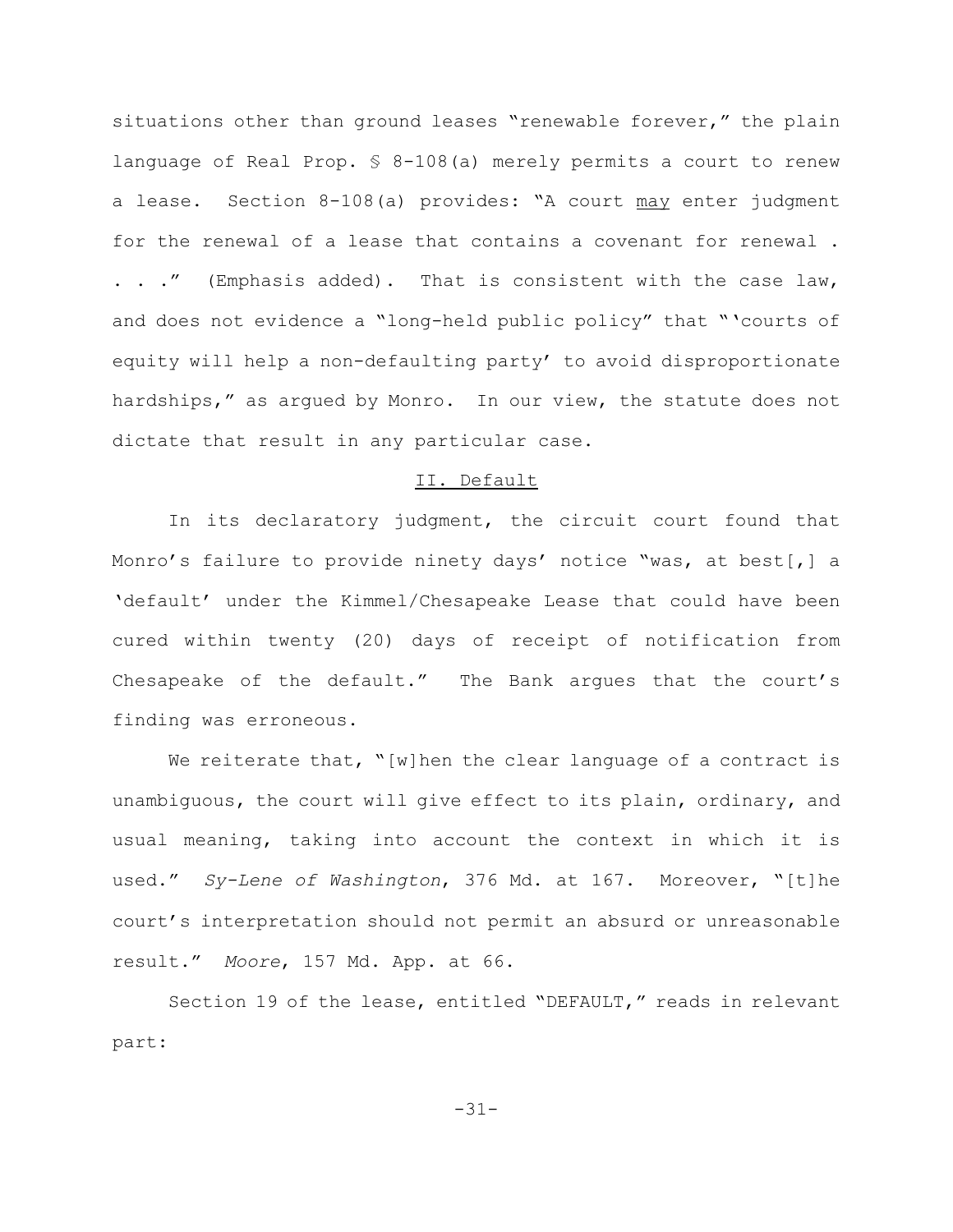situations other than ground leases "renewable forever," the plain language of Real Prop. § 8-108(a) merely permits a court to renew a lease. Section 8-108(a) provides: "A court <u>may</u> enter judgment for the renewal of a lease that contains a covenant for renewal . . . ." (Emphasis added). That is consistent with the case law, and does not evidence a "long-held public policy" that "'courts of equity will help a non-defaulting party' to avoid disproportionate hardships," as argued by Monro. In our view, the statute does not dictate that result in any particular case.

## <u>II. Default</u>

In its declaratory judgment, the circuit court found that Monro's failure to provide ninety days' notice "was, at best[,] a 'default' under the Kimmel/Chesapeake Lease that could have been cured within twenty (20) days of receipt of notification from Chesapeake of the default." The Bank argues that the court's finding was erroneous.

We reiterate that, "[w]hen the clear language of a contract is unambiguous, the court will give effect to its plain, ordinary, and usual meaning, taking into account the context in which it is used." *Sy-Lene of Washington*, 376 Md. at 167. Moreover, "[t]he court's interpretation should not permit an absurd or unreasonable result." *Moore*, 157 Md. App. at 66.

Section 19 of the lease, entitled "DEFAULT," reads in relevant part: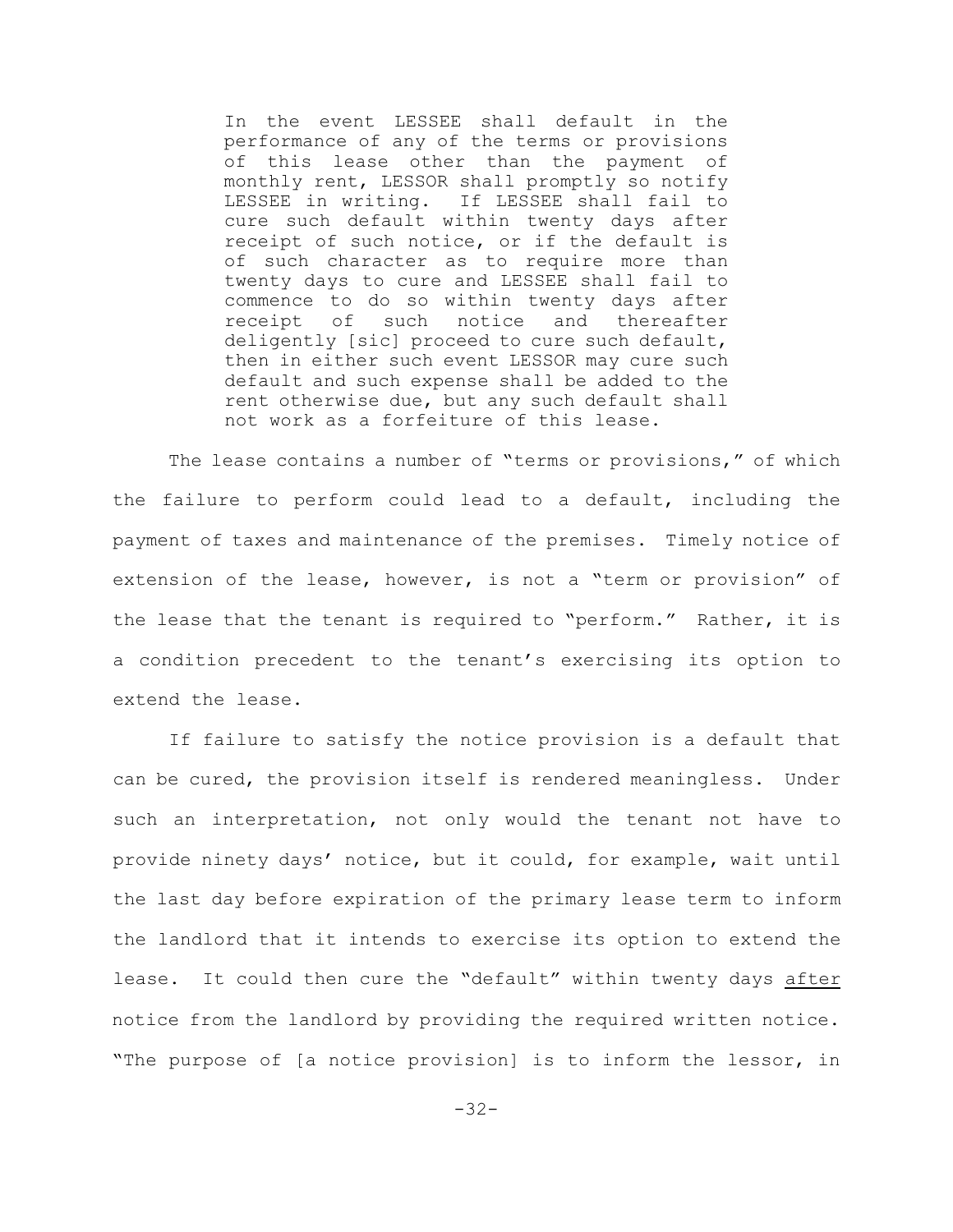> In the event LESSEE shall default in the performance of any of the terms or provisions of this lease other than the payment of monthly rent, LESSOR shall promptly so notify LESSEE in writing. If LESSEE shall fail to cure such default within twenty days after receipt of such notice, or if the default is of such character as to require more than twenty days to cure and LESSEE shall fail to commence to do so within twenty days after receipt of such notice and thereafter deligently [sic] proceed to cure such default, then in either such event LESSOR may cure such default and such expense shall be added to the rent otherwise due, but any such default shall not work as a forfeiture of this lease.

The lease contains a number of "terms or provisions," of which the failure to perform could lead to a default, including the payment of taxes and maintenance of the premises. Timely notice of extension of the lease, however, is not a "term or provision" of the lease that the tenant is required to "perform." Rather, it is a condition precedent to the tenant's exercising its option to extend the lease.

If failure to satisfy the notice provision is a default that can be cured, the provision itself is rendered meaningless. Under such an interpretation, not only would the tenant not have to provide ninety days' notice, but it could, for example, wait until the last day before expiration of the primary lease term to inform the landlord that it intends to exercise its option to extend the lease. It could then cure the "default" within twenty days <u>after</u> notice from the landlord by providing the required written notice. "The purpose of [a notice provision] is to inform the lessor, in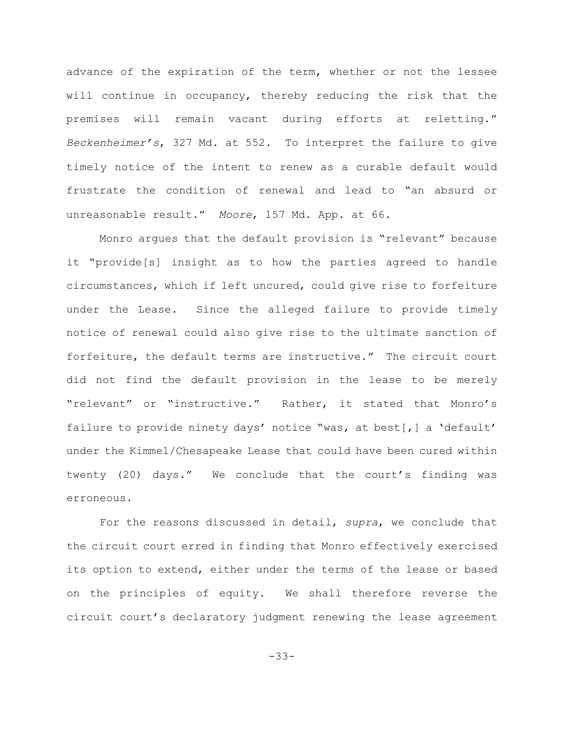advance of the expiration of the term, whether or not the lessee will continue in occupancy, thereby reducing the risk that the premises will remain vacant during efforts at reletting." *Beckenheimer's*, 327 Md. at 552. To interpret the failure to give timely notice of the intent to renew as a curable default would frustrate the condition of renewal and lead to "an absurd or unreasonable result." *Moore*, 157 Md. App. at 66.

Monro argues that the default provision is "relevant" because it "provide[s] insight as to how the parties agreed to handle circumstances, which if left uncured, could give rise to forfeiture under the Lease. Since the alleged failure to provide timely notice of renewal could also give rise to the ultimate sanction of forfeiture, the default terms are instructive." The circuit court did not find the default provision in the lease to be merely "relevant" or "instructive." Rather, it stated that Monro's failure to provide ninety days' notice "was, at best[,] a 'default' under the Kimmel/Chesapeake Lease that could have been cured within twenty (20) days." We conclude that the court's finding was erroneous.

For the reasons discussed in detail, *supra*, we conclude that the circuit court erred in finding that Monro effectively exercised its option to extend, either under the terms of the lease or based on the principles of equity. We shall therefore reverse the circuit court's declaratory judgment renewing the lease agreement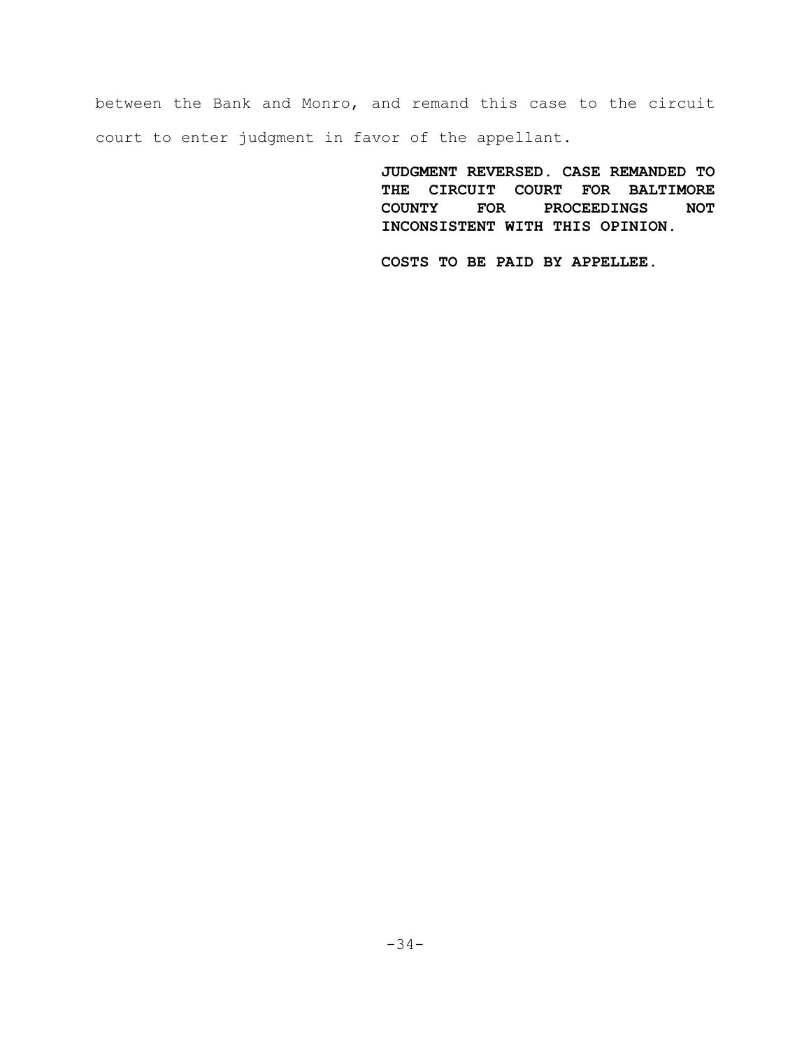between the Bank and Monro, and remand this case to the circuit court to enter judgment in favor of the appellant.

**JUDGMENT REVERSED. CASE REMANDED TO THE CIRCUIT COURT FOR BALTIMORE COUNTY FOR PROCEEDINGS NOT INCONSISTENT WITH THIS OPINION.**

**COSTS TO BE PAID BY APPELLEE.**